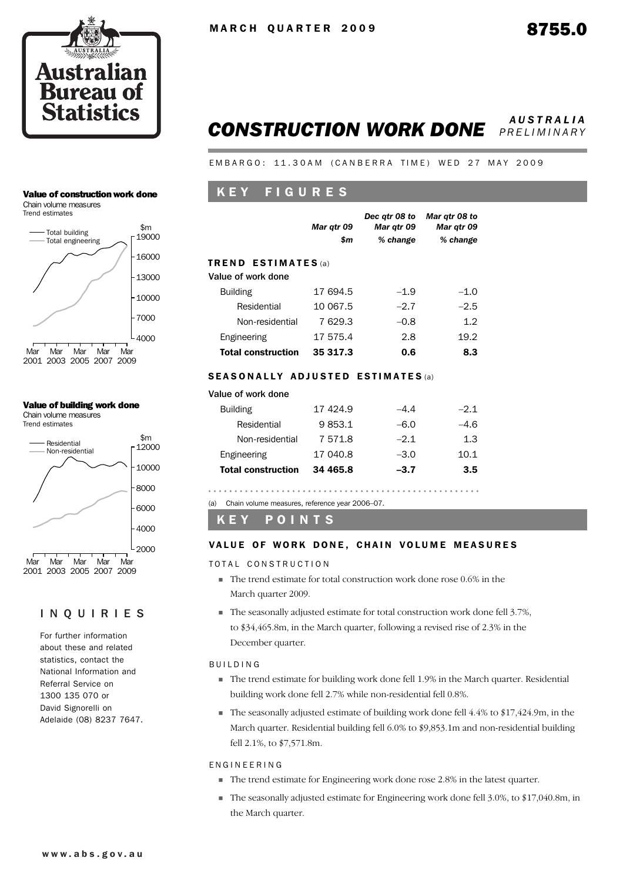MARCH QUARTER 2009

8755.0

# CONSTRUCTION WORK DONE

*AUSTRALIA PRELIMINARY*

EMBARGO: 11.30AM (CANBERRA TIME) WED 27 MAY 2009

**Value of construction work done**
Chain volume measures
Trend estimates

**Value of building work done**
Chain volume measures
Trend estimates

## INQUIRIES

For further information about these and related statistics, contact the National Information and Referral Service on 1300 135 070 or David Signorelli on Adelaide (08) 8237 7647.

## KEY FIGURES

| | *Mar qtr 09* | *Dec qtr 08 to Mar qtr 09* | *Mar qtr 08 to Mar qtr 09* |
|---|---|---|---|
| | *$m* | *% change* | *% change* |
| **TREND ESTIMATES** (a) | | | |
| Value of work done | | | |
| Building | 17 694.5 | –1.9 | –1.0 |
| Residential | 10 067.5 | –2.7 | –2.5 |
| Non-residential | 7 629.3 | –0.8 | 1.2 |
| Engineering | 17 575.4 | 2.8 | 19.2 |
| **Total construction** | **35 317.3** | **0.6** | **8.3** |
| **SEASONALLY ADJUSTED ESTIMATES** (a) | | | |
| Value of work done | | | |
| Building | 17 424.9 | –4.4 | –2.1 |
| Residential | 9 853.1 | –6.0 | –4.6 |
| Non-residential | 7 571.8 | –2.1 | 1.3 |
| Engineering | 17 040.8 | –3.0 | 10.1 |
| **Total construction** | **34 465.8** | **–3.7** | **3.5** |

(a) Chain volume measures, reference year 2006–07.

## KEY POINTS

### VALUE OF WORK DONE, CHAIN VOLUME MEASURES

TOTAL CONSTRUCTION

- The trend estimate for total construction work done rose 0.6% in the March quarter 2009.
- The seasonally adjusted estimate for total construction work done fell 3.7%, to $34,465.8m, in the March quarter, following a revised rise of 2.3% in the December quarter.

BUILDING

- The trend estimate for building work done fell 1.9% in the March quarter. Residential building work done fell 2.7% while non-residential fell 0.8%.
- The seasonally adjusted estimate of building work done fell 4.4% to $17,424.9m, in the March quarter. Residential building fell 6.0% to $9,853.1m and non-residential building fell 2.1%, to $7,571.8m.

ENGINEERING

- The trend estimate for Engineering work done rose 2.8% in the latest quarter.
- The seasonally adjusted estimate for Engineering work done fell 3.0%, to $17,040.8m, in the March quarter.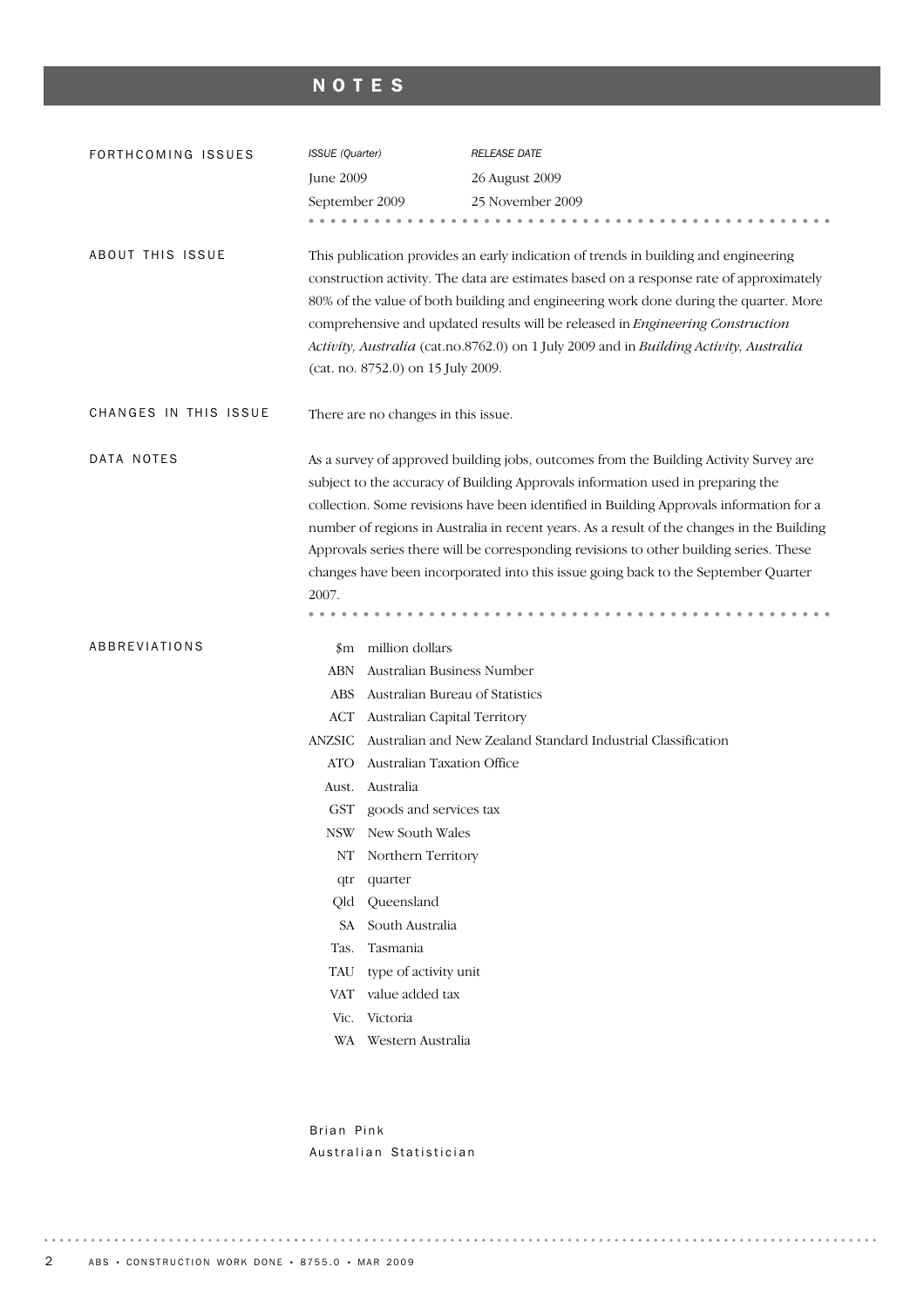# NOTES

## FORTHCOMING ISSUES

| *ISSUE (Quarter)* | *RELEASE DATE* |
|---|---|
| June 2009 | 26 August 2009 |
| September 2009 | 25 November 2009 |

## ABOUT THIS ISSUE

This publication provides an early indication of trends in building and engineering construction activity. The data are estimates based on a response rate of approximately 80% of the value of both building and engineering work done during the quarter. More comprehensive and updated results will be released in *Engineering Construction Activity, Australia* (cat.no.8762.0) on 1 July 2009 and in *Building Activity, Australia* (cat. no. 8752.0) on 15 July 2009.

## CHANGES IN THIS ISSUE

There are no changes in this issue.

## DATA NOTES

As a survey of approved building jobs, outcomes from the Building Activity Survey are subject to the accuracy of Building Approvals information used in preparing the collection. Some revisions have been identified in Building Approvals information for a number of regions in Australia in recent years. As a result of the changes in the Building Approvals series there will be corresponding revisions to other building series. These changes have been incorporated into this issue going back to the September Quarter 2007.

## ABBREVIATIONS

| | |
|---|---|
| $m | million dollars |
| ABN | Australian Business Number |
| ABS | Australian Bureau of Statistics |
| ACT | Australian Capital Territory |
| ANZSIC | Australian and New Zealand Standard Industrial Classification |
| ATO | Australian Taxation Office |
| Aust. | Australia |
| GST | goods and services tax |
| NSW | New South Wales |
| NT | Northern Territory |
| qtr | quarter |
| Qld | Queensland |
| SA | South Australia |
| Tas. | Tasmania |
| TAU | type of activity unit |
| VAT | value added tax |
| Vic. | Victoria |
| WA | Western Australia |

Brian Pink
Australian Statistician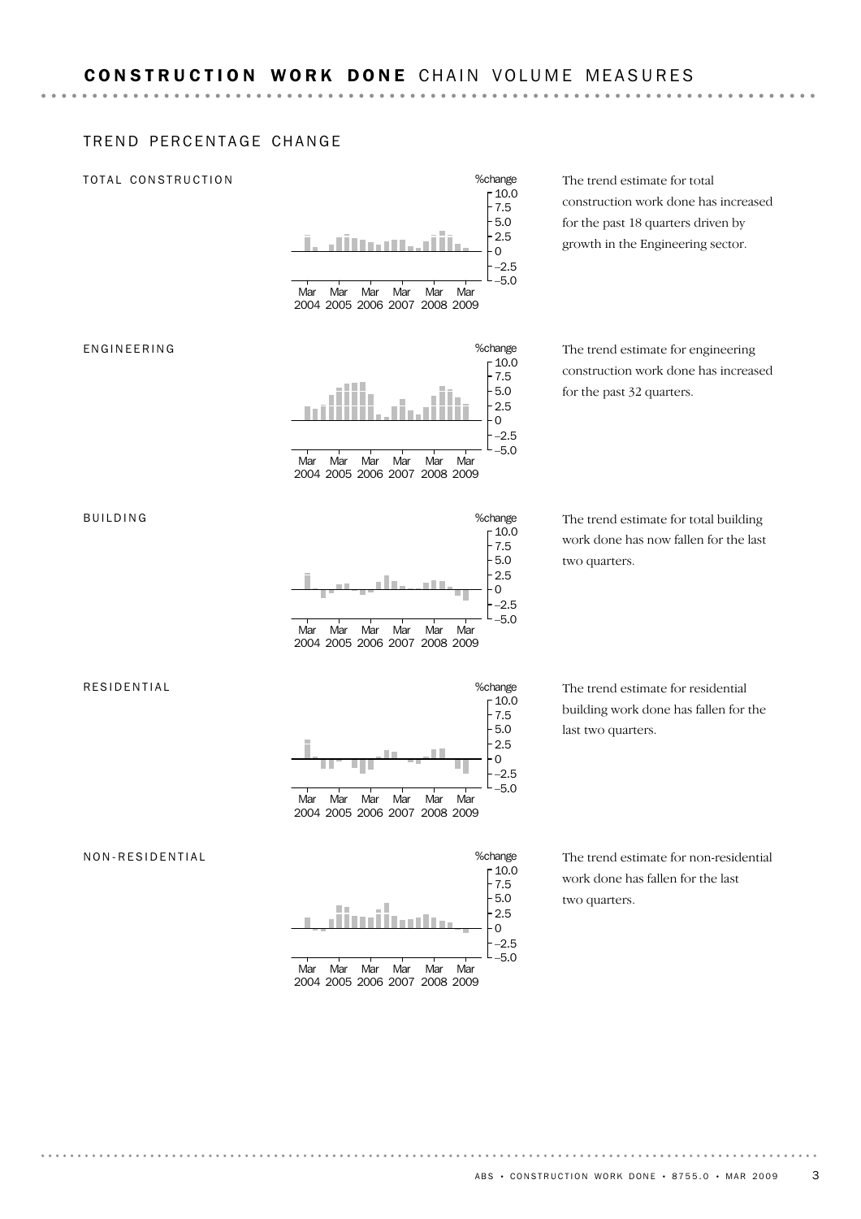# CONSTRUCTION WORK DONE CHAIN VOLUME MEASURES

## TREND PERCENTAGE CHANGE

### TOTAL CONSTRUCTION

The trend estimate for total construction work done has increased for the past 18 quarters driven by growth in the Engineering sector.

### ENGINEERING

The trend estimate for engineering construction work done has increased for the past 32 quarters.

### BUILDING

The trend estimate for total building work done has now fallen for the last two quarters.

### RESIDENTIAL

The trend estimate for residential building work done has fallen for the last two quarters.

### NON-RESIDENTIAL

The trend estimate for non-residential work done has fallen for the last two quarters.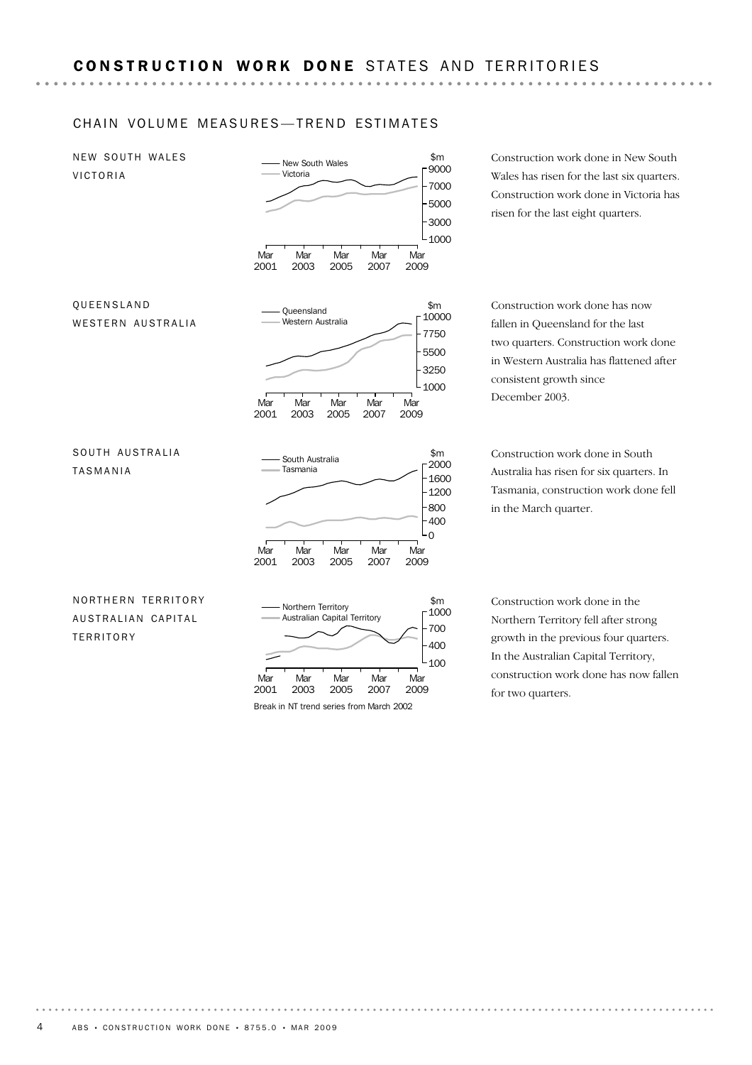# CONSTRUCTION WORK DONE STATES AND TERRITORIES

## CHAIN VOLUME MEASURES—TREND ESTIMATES

### NEW SOUTH WALES
### VICTORIA

Construction work done in New South Wales has risen for the last six quarters. Construction work done in Victoria has risen for the last eight quarters.

### QUEENSLAND
### WESTERN AUSTRALIA

Construction work done has now fallen in Queensland for the last two quarters. Construction work done in Western Australia has flattened after consistent growth since December 2003.

### SOUTH AUSTRALIA
### TASMANIA

Construction work done in South Australia has risen for six quarters. In Tasmania, construction work done fell in the March quarter.

### NORTHERN TERRITORY
### AUSTRALIAN CAPITAL TERRITORY

Construction work done in the Northern Territory fell after strong growth in the previous four quarters. In the Australian Capital Territory, construction work done has now fallen for two quarters.

Break in NT trend series from March 2002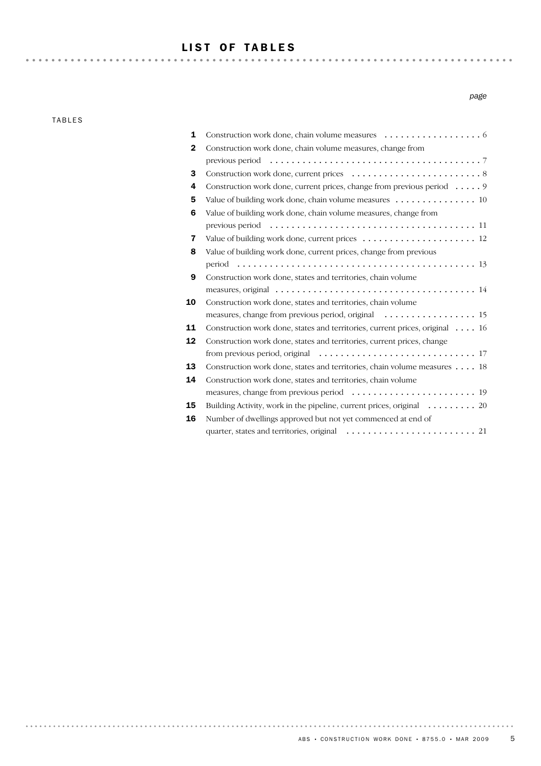# LIST OF TABLES

TABLES

| | | page |
|---|---|---|
| 1 | Construction work done, chain volume measures | 6 |
| 2 | Construction work done, chain volume measures, change from previous period | 7 |
| 3 | Construction work done, current prices | 8 |
| 4 | Construction work done, current prices, change from previous period | 9 |
| 5 | Value of building work done, chain volume measures | 10 |
| 6 | Value of building work done, chain volume measures, change from previous period | 11 |
| 7 | Value of building work done, current prices | 12 |
| 8 | Value of building work done, current prices, change from previous period | 13 |
| 9 | Construction work done, states and territories, chain volume measures, original | 14 |
| 10 | Construction work done, states and territories, chain volume measures, change from previous period, original | 15 |
| 11 | Construction work done, states and territories, current prices, original | 16 |
| 12 | Construction work done, states and territories, current prices, change from previous period, original | 17 |
| 13 | Construction work done, states and territories, chain volume measures | 18 |
| 14 | Construction work done, states and territories, chain volume measures, change from previous period | 19 |
| 15 | Building Activity, work in the pipeline, current prices, original | 20 |
| 16 | Number of dwellings approved but not yet commenced at end of quarter, states and territories, original | 21 |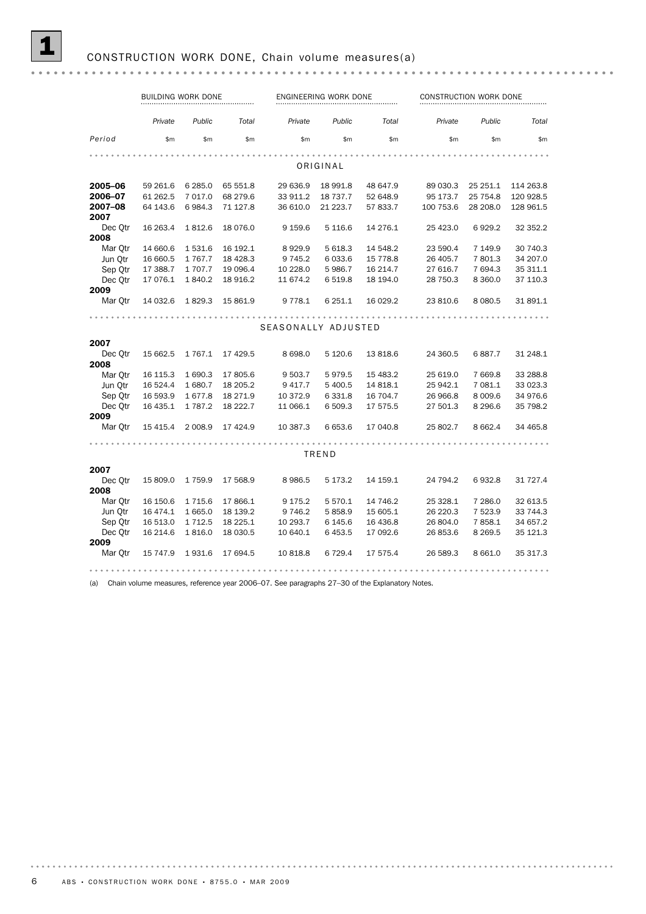## 1 CONSTRUCTION WORK DONE, Chain volume measures(a)

| | BUILDING WORK DONE | | | ENGINEERING WORK DONE | | | CONSTRUCTION WORK DONE | | |
|---|---|---|---|---|---|---|---|---|---|
| | *Private* | *Public* | *Total* | *Private* | *Public* | *Total* | *Private* | *Public* | *Total* |
| *Period* | $m | $m | $m | $m | $m | $m | $m | $m | $m |
| | | | | ORIGINAL | | | | | |
| **2005–06** | 59 261.6 | 6 285.0 | 65 551.8 | 29 636.9 | 18 991.8 | 48 647.9 | 89 030.3 | 25 251.1 | 114 263.8 |
| **2006–07** | 61 262.5 | 7 017.0 | 68 279.6 | 33 911.2 | 18 737.7 | 52 648.9 | 95 173.7 | 25 754.8 | 120 928.5 |
| **2007–08** | 64 143.6 | 6 984.3 | 71 127.8 | 36 610.0 | 21 223.7 | 57 833.7 | 100 753.6 | 28 208.0 | 128 961.5 |
| **2007** | | | | | | | | | |
| Dec Qtr | 16 263.4 | 1 812.6 | 18 076.0 | 9 159.6 | 5 116.6 | 14 276.1 | 25 423.0 | 6 929.2 | 32 352.2 |
| **2008** | | | | | | | | | |
| Mar Qtr | 14 660.6 | 1 531.6 | 16 192.1 | 8 929.9 | 5 618.3 | 14 548.2 | 23 590.4 | 7 149.9 | 30 740.3 |
| Jun Qtr | 16 660.5 | 1 767.7 | 18 428.3 | 9 745.2 | 6 033.6 | 15 778.8 | 26 405.7 | 7 801.3 | 34 207.0 |
| Sep Qtr | 17 388.7 | 1 707.7 | 19 096.4 | 10 228.0 | 5 986.7 | 16 214.7 | 27 616.7 | 7 694.3 | 35 311.1 |
| Dec Qtr | 17 076.1 | 1 840.2 | 18 916.2 | 11 674.2 | 6 519.8 | 18 194.0 | 28 750.3 | 8 360.0 | 37 110.3 |
| **2009** | | | | | | | | | |
| Mar Qtr | 14 032.6 | 1 829.3 | 15 861.9 | 9 778.1 | 6 251.1 | 16 029.2 | 23 810.6 | 8 080.5 | 31 891.1 |
| | | | | SEASONALLY ADJUSTED | | | | | |
| **2007** | | | | | | | | | |
| Dec Qtr | 15 662.5 | 1 767.1 | 17 429.5 | 8 698.0 | 5 120.6 | 13 818.6 | 24 360.5 | 6 887.7 | 31 248.1 |
| **2008** | | | | | | | | | |
| Mar Qtr | 16 115.3 | 1 690.3 | 17 805.6 | 9 503.7 | 5 979.5 | 15 483.2 | 25 619.0 | 7 669.8 | 33 288.8 |
| Jun Qtr | 16 524.4 | 1 680.7 | 18 205.2 | 9 417.7 | 5 400.5 | 14 818.1 | 25 942.1 | 7 081.1 | 33 023.3 |
| Sep Qtr | 16 593.9 | 1 677.8 | 18 271.9 | 10 372.9 | 6 331.8 | 16 704.7 | 26 966.8 | 8 009.6 | 34 976.6 |
| Dec Qtr | 16 435.1 | 1 787.2 | 18 222.7 | 11 066.1 | 6 509.3 | 17 575.5 | 27 501.3 | 8 296.6 | 35 798.2 |
| **2009** | | | | | | | | | |
| Mar Qtr | 15 415.4 | 2 008.9 | 17 424.9 | 10 387.3 | 6 653.6 | 17 040.8 | 25 802.7 | 8 662.4 | 34 465.8 |
| | | | | TREND | | | | | |
| **2007** | | | | | | | | | |
| Dec Qtr | 15 809.0 | 1 759.9 | 17 568.9 | 8 986.5 | 5 173.2 | 14 159.1 | 24 794.2 | 6 932.8 | 31 727.4 |
| **2008** | | | | | | | | | |
| Mar Qtr | 16 150.6 | 1 715.6 | 17 866.1 | 9 175.2 | 5 570.1 | 14 746.2 | 25 328.1 | 7 286.0 | 32 613.5 |
| Jun Qtr | 16 474.1 | 1 665.0 | 18 139.2 | 9 746.2 | 5 858.9 | 15 605.1 | 26 220.3 | 7 523.9 | 33 744.3 |
| Sep Qtr | 16 513.0 | 1 712.5 | 18 225.1 | 10 293.7 | 6 145.6 | 16 436.8 | 26 804.0 | 7 858.1 | 34 657.2 |
| Dec Qtr | 16 214.6 | 1 816.0 | 18 030.5 | 10 640.1 | 6 453.5 | 17 092.6 | 26 853.6 | 8 269.5 | 35 121.3 |
| **2009** | | | | | | | | | |
| Mar Qtr | 15 747.9 | 1 931.6 | 17 694.5 | 10 818.8 | 6 729.4 | 17 575.4 | 26 589.3 | 8 661.0 | 35 317.3 |

(a) Chain volume measures, reference year 2006–07. See paragraphs 27–30 of the Explanatory Notes.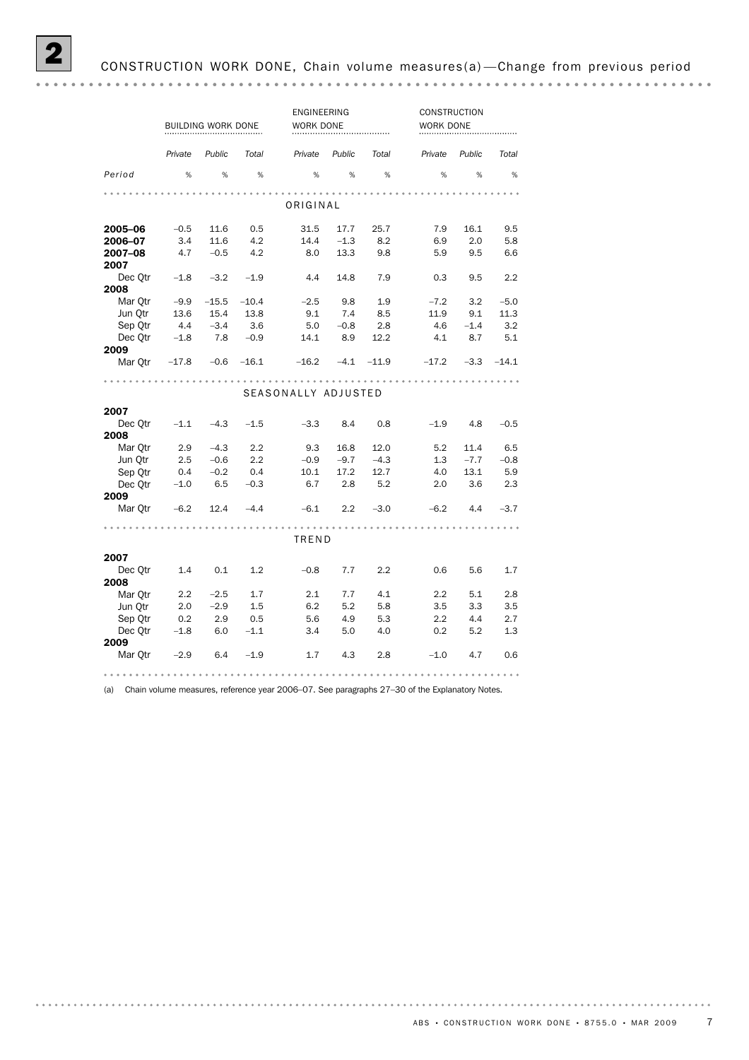## 2 CONSTRUCTION WORK DONE, Chain volume measures(a)—Change from previous period

| | BUILDING WORK DONE | | | ENGINEERING WORK DONE | | | CONSTRUCTION WORK DONE | | |
|---|---|---|---|---|---|---|---|---|---|
| | *Private* | *Public* | *Total* | *Private* | *Public* | *Total* | *Private* | *Public* | *Total* |
| *Period* | % | % | % | % | % | % | % | % | % |
| **ORIGINAL** | | | | | | | | | |
| **2005–06** | –0.5 | 11.6 | 0.5 | 31.5 | 17.7 | 25.7 | 7.9 | 16.1 | 9.5 |
| **2006–07** | 3.4 | 11.6 | 4.2 | 14.4 | –1.3 | 8.2 | 6.9 | 2.0 | 5.8 |
| **2007–08** | 4.7 | –0.5 | 4.2 | 8.0 | 13.3 | 9.8 | 5.9 | 9.5 | 6.6 |
| **2007** | | | | | | | | | |
| Dec Qtr | –1.8 | –3.2 | –1.9 | 4.4 | 14.8 | 7.9 | 0.3 | 9.5 | 2.2 |
| **2008** | | | | | | | | | |
| Mar Qtr | –9.9 | –15.5 | –10.4 | –2.5 | 9.8 | 1.9 | –7.2 | 3.2 | –5.0 |
| Jun Qtr | 13.6 | 15.4 | 13.8 | 9.1 | 7.4 | 8.5 | 11.9 | 9.1 | 11.3 |
| Sep Qtr | 4.4 | –3.4 | 3.6 | 5.0 | –0.8 | 2.8 | 4.6 | –1.4 | 3.2 |
| Dec Qtr | –1.8 | 7.8 | –0.9 | 14.1 | 8.9 | 12.2 | 4.1 | 8.7 | 5.1 |
| **2009** | | | | | | | | | |
| Mar Qtr | –17.8 | –0.6 | –16.1 | –16.2 | –4.1 | –11.9 | –17.2 | –3.3 | –14.1 |
| **SEASONALLY ADJUSTED** | | | | | | | | | |
| **2007** | | | | | | | | | |
| Dec Qtr | –1.1 | –4.3 | –1.5 | –3.3 | 8.4 | 0.8 | –1.9 | 4.8 | –0.5 |
| **2008** | | | | | | | | | |
| Mar Qtr | 2.9 | –4.3 | 2.2 | 9.3 | 16.8 | 12.0 | 5.2 | 11.4 | 6.5 |
| Jun Qtr | 2.5 | –0.6 | 2.2 | –0.9 | –9.7 | –4.3 | 1.3 | –7.7 | –0.8 |
| Sep Qtr | 0.4 | –0.2 | 0.4 | 10.1 | 17.2 | 12.7 | 4.0 | 13.1 | 5.9 |
| Dec Qtr | –1.0 | 6.5 | –0.3 | 6.7 | 2.8 | 5.2 | 2.0 | 3.6 | 2.3 |
| **2009** | | | | | | | | | |
| Mar Qtr | –6.2 | 12.4 | –4.4 | –6.1 | 2.2 | –3.0 | –6.2 | 4.4 | –3.7 |
| **TREND** | | | | | | | | | |
| **2007** | | | | | | | | | |
| Dec Qtr | 1.4 | 0.1 | 1.2 | –0.8 | 7.7 | 2.2 | 0.6 | 5.6 | 1.7 |
| **2008** | | | | | | | | | |
| Mar Qtr | 2.2 | –2.5 | 1.7 | 2.1 | 7.7 | 4.1 | 2.2 | 5.1 | 2.8 |
| Jun Qtr | 2.0 | –2.9 | 1.5 | 6.2 | 5.2 | 5.8 | 3.5 | 3.3 | 3.5 |
| Sep Qtr | 0.2 | 2.9 | 0.5 | 5.6 | 4.9 | 5.3 | 2.2 | 4.4 | 2.7 |
| Dec Qtr | –1.8 | 6.0 | –1.1 | 3.4 | 5.0 | 4.0 | 0.2 | 5.2 | 1.3 |
| **2009** | | | | | | | | | |
| Mar Qtr | –2.9 | 6.4 | –1.9 | 1.7 | 4.3 | 2.8 | –1.0 | 4.7 | 0.6 |

(a) Chain volume measures, reference year 2006–07. See paragraphs 27–30 of the Explanatory Notes.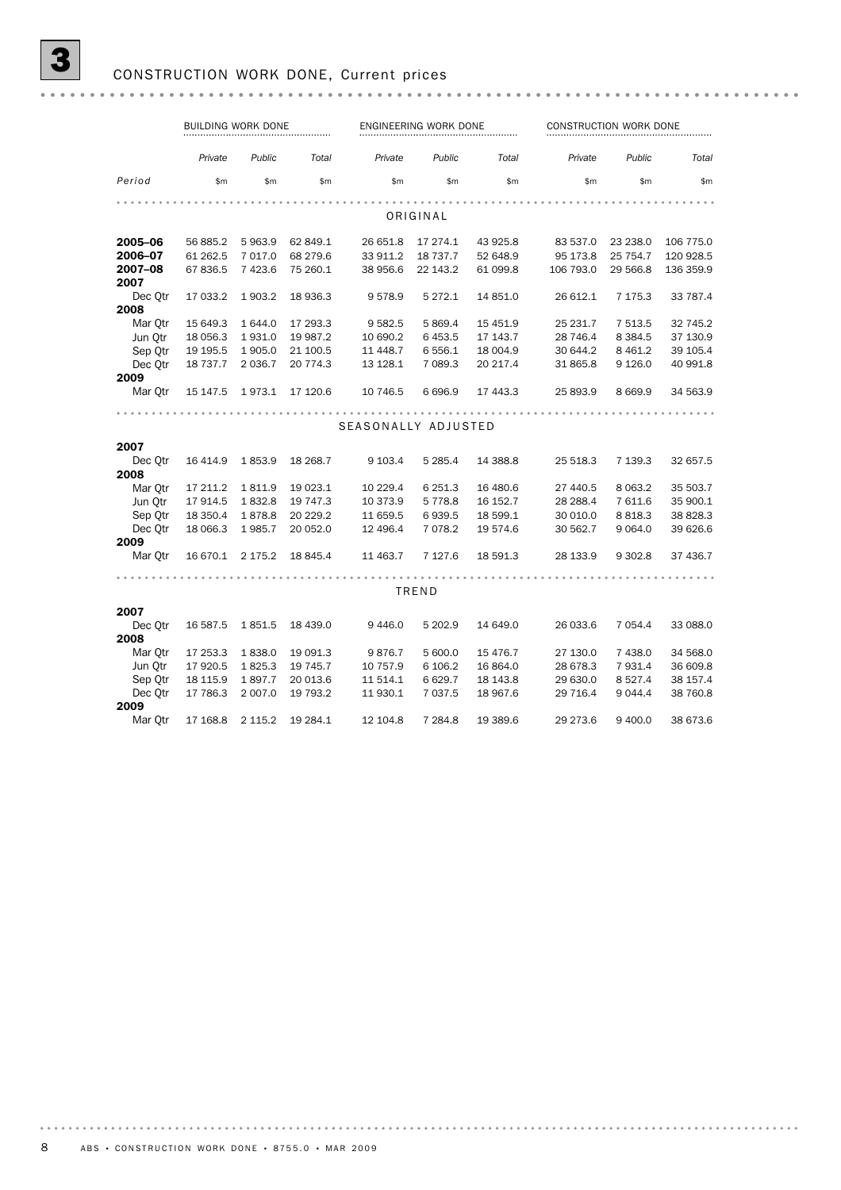# 3 CONSTRUCTION WORK DONE, Current prices

| | BUILDING WORK DONE | | | ENGINEERING WORK DONE | | | CONSTRUCTION WORK DONE | | |
|---|---|---|---|---|---|---|---|---|---|
| | *Private* | *Public* | *Total* | *Private* | *Public* | *Total* | *Private* | *Public* | *Total* |
| *Period* | $m | $m | $m | $m | $m | $m | $m | $m | $m |
| | | | | ORIGINAL | | | | | |
| **2005–06** | 56 885.2 | 5 963.9 | 62 849.1 | 26 651.8 | 17 274.1 | 43 925.8 | 83 537.0 | 23 238.0 | 106 775.0 |
| **2006–07** | 61 262.5 | 7 017.0 | 68 279.6 | 33 911.2 | 18 737.7 | 52 648.9 | 95 173.8 | 25 754.7 | 120 928.5 |
| **2007–08** | 67 836.5 | 7 423.6 | 75 260.1 | 38 956.6 | 22 143.2 | 61 099.8 | 106 793.0 | 29 566.8 | 136 359.9 |
| **2007** | | | | | | | | | |
| Dec Qtr | 17 033.2 | 1 903.2 | 18 936.3 | 9 578.9 | 5 272.1 | 14 851.0 | 26 612.1 | 7 175.3 | 33 787.4 |
| **2008** | | | | | | | | | |
| Mar Qtr | 15 649.3 | 1 644.0 | 17 293.3 | 9 582.5 | 5 869.4 | 15 451.9 | 25 231.7 | 7 513.5 | 32 745.2 |
| Jun Qtr | 18 056.3 | 1 931.0 | 19 987.2 | 10 690.2 | 6 453.5 | 17 143.7 | 28 746.4 | 8 384.5 | 37 130.9 |
| Sep Qtr | 19 195.5 | 1 905.0 | 21 100.5 | 11 448.7 | 6 556.1 | 18 004.9 | 30 644.2 | 8 461.2 | 39 105.4 |
| Dec Qtr | 18 737.7 | 2 036.7 | 20 774.3 | 13 128.1 | 7 089.3 | 20 217.4 | 31 865.8 | 9 126.0 | 40 991.8 |
| **2009** | | | | | | | | | |
| Mar Qtr | 15 147.5 | 1 973.1 | 17 120.6 | 10 746.5 | 6 696.9 | 17 443.3 | 25 893.9 | 8 669.9 | 34 563.9 |
| | | | | SEASONALLY ADJUSTED | | | | | |
| **2007** | | | | | | | | | |
| Dec Qtr | 16 414.9 | 1 853.9 | 18 268.7 | 9 103.4 | 5 285.4 | 14 388.8 | 25 518.3 | 7 139.3 | 32 657.5 |
| **2008** | | | | | | | | | |
| Mar Qtr | 17 211.2 | 1 811.9 | 19 023.1 | 10 229.4 | 6 251.3 | 16 480.6 | 27 440.5 | 8 063.2 | 35 503.7 |
| Jun Qtr | 17 914.5 | 1 832.8 | 19 747.3 | 10 373.9 | 5 778.8 | 16 152.7 | 28 288.4 | 7 611.6 | 35 900.1 |
| Sep Qtr | 18 350.4 | 1 878.8 | 20 229.2 | 11 659.5 | 6 939.5 | 18 599.1 | 30 010.0 | 8 818.3 | 38 828.3 |
| Dec Qtr | 18 066.3 | 1 985.7 | 20 052.0 | 12 496.4 | 7 078.2 | 19 574.6 | 30 562.7 | 9 064.0 | 39 626.6 |
| **2009** | | | | | | | | | |
| Mar Qtr | 16 670.1 | 2 175.2 | 18 845.4 | 11 463.7 | 7 127.6 | 18 591.3 | 28 133.9 | 9 302.8 | 37 436.7 |
| | | | | TREND | | | | | |
| **2007** | | | | | | | | | |
| Dec Qtr | 16 587.5 | 1 851.5 | 18 439.0 | 9 446.0 | 5 202.9 | 14 649.0 | 26 033.6 | 7 054.4 | 33 088.0 |
| **2008** | | | | | | | | | |
| Mar Qtr | 17 253.3 | 1 838.0 | 19 091.3 | 9 876.7 | 5 600.0 | 15 476.7 | 27 130.0 | 7 438.0 | 34 568.0 |
| Jun Qtr | 17 920.5 | 1 825.3 | 19 745.7 | 10 757.9 | 6 106.2 | 16 864.0 | 28 678.3 | 7 931.4 | 36 609.8 |
| Sep Qtr | 18 115.9 | 1 897.7 | 20 013.6 | 11 514.1 | 6 629.7 | 18 143.8 | 29 630.0 | 8 527.4 | 38 157.4 |
| Dec Qtr | 17 786.3 | 2 007.0 | 19 793.2 | 11 930.1 | 7 037.5 | 18 967.6 | 29 716.4 | 9 044.4 | 38 760.8 |
| **2009** | | | | | | | | | |
| Mar Qtr | 17 168.8 | 2 115.2 | 19 284.1 | 12 104.8 | 7 284.8 | 19 389.6 | 29 273.6 | 9 400.0 | 38 673.6 |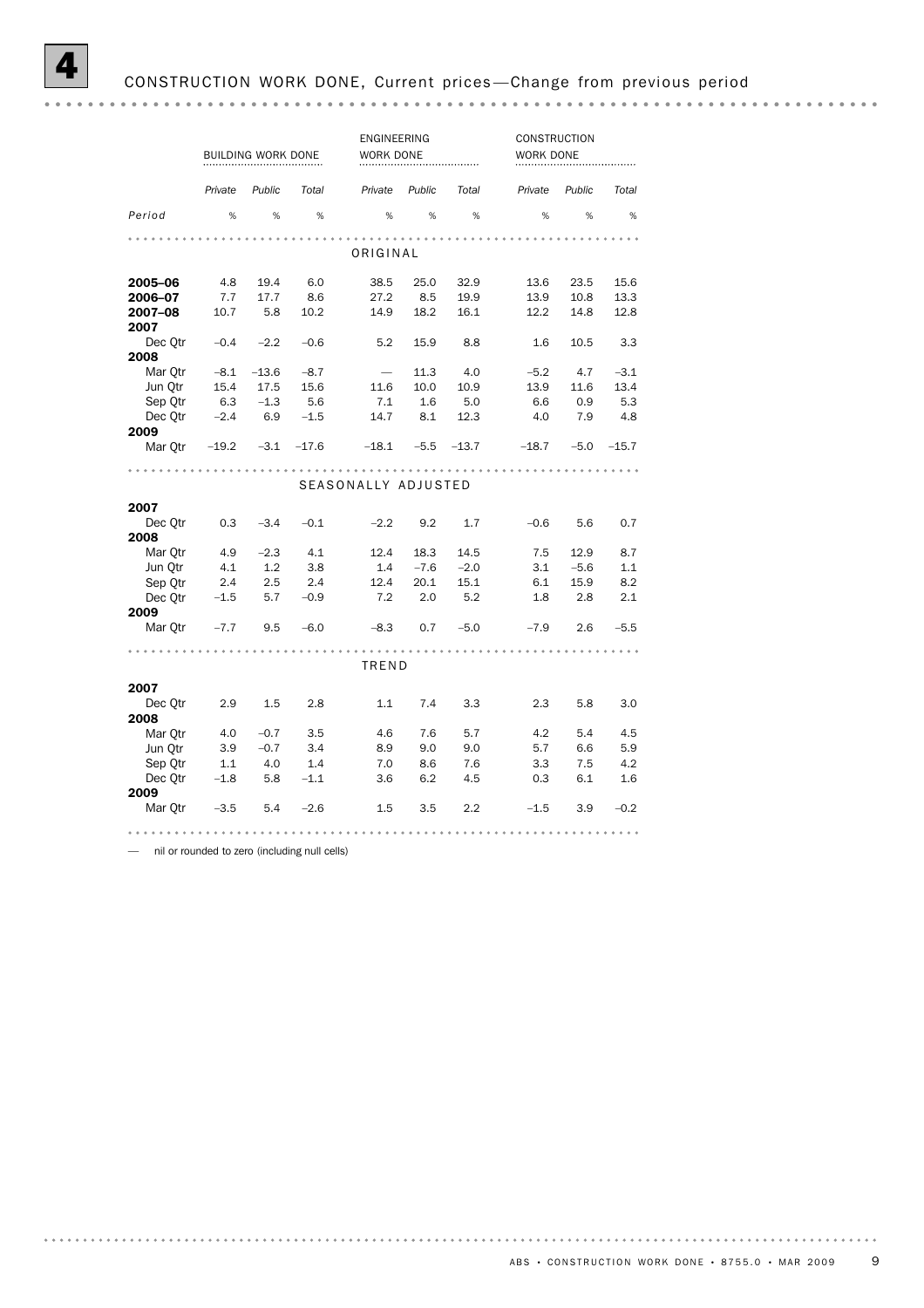# 4 CONSTRUCTION WORK DONE, Current prices—Change from previous period

| | BUILDING WORK DONE | | | ENGINEERING WORK DONE | | | CONSTRUCTION WORK DONE | | |
|---|---|---|---|---|---|---|---|---|---|
| | *Private* | *Public* | *Total* | *Private* | *Public* | *Total* | *Private* | *Public* | *Total* |
| *Period* | % | % | % | % | % | % | % | % | % |
| **ORIGINAL** | | | | | | | | | |
| **2005–06** | 4.8 | 19.4 | 6.0 | 38.5 | 25.0 | 32.9 | 13.6 | 23.5 | 15.6 |
| **2006–07** | 7.7 | 17.7 | 8.6 | 27.2 | 8.5 | 19.9 | 13.9 | 10.8 | 13.3 |
| **2007–08** | 10.7 | 5.8 | 10.2 | 14.9 | 18.2 | 16.1 | 12.2 | 14.8 | 12.8 |
| **2007** | | | | | | | | | |
| Dec Qtr | –0.4 | –2.2 | –0.6 | 5.2 | 15.9 | 8.8 | 1.6 | 10.5 | 3.3 |
| **2008** | | | | | | | | | |
| Mar Qtr | –8.1 | –13.6 | –8.7 | — | 11.3 | 4.0 | –5.2 | 4.7 | –3.1 |
| Jun Qtr | 15.4 | 17.5 | 15.6 | 11.6 | 10.0 | 10.9 | 13.9 | 11.6 | 13.4 |
| Sep Qtr | 6.3 | –1.3 | 5.6 | 7.1 | 1.6 | 5.0 | 6.6 | 0.9 | 5.3 |
| Dec Qtr | –2.4 | 6.9 | –1.5 | 14.7 | 8.1 | 12.3 | 4.0 | 7.9 | 4.8 |
| **2009** | | | | | | | | | |
| Mar Qtr | –19.2 | –3.1 | –17.6 | –18.1 | –5.5 | –13.7 | –18.7 | –5.0 | –15.7 |
| **SEASONALLY ADJUSTED** | | | | | | | | | |
| **2007** | | | | | | | | | |
| Dec Qtr | 0.3 | –3.4 | –0.1 | –2.2 | 9.2 | 1.7 | –0.6 | 5.6 | 0.7 |
| **2008** | | | | | | | | | |
| Mar Qtr | 4.9 | –2.3 | 4.1 | 12.4 | 18.3 | 14.5 | 7.5 | 12.9 | 8.7 |
| Jun Qtr | 4.1 | 1.2 | 3.8 | 1.4 | –7.6 | –2.0 | 3.1 | –5.6 | 1.1 |
| Sep Qtr | 2.4 | 2.5 | 2.4 | 12.4 | 20.1 | 15.1 | 6.1 | 15.9 | 8.2 |
| Dec Qtr | –1.5 | 5.7 | –0.9 | 7.2 | 2.0 | 5.2 | 1.8 | 2.8 | 2.1 |
| **2009** | | | | | | | | | |
| Mar Qtr | –7.7 | 9.5 | –6.0 | –8.3 | 0.7 | –5.0 | –7.9 | 2.6 | –5.5 |
| **TREND** | | | | | | | | | |
| **2007** | | | | | | | | | |
| Dec Qtr | 2.9 | 1.5 | 2.8 | 1.1 | 7.4 | 3.3 | 2.3 | 5.8 | 3.0 |
| **2008** | | | | | | | | | |
| Mar Qtr | 4.0 | –0.7 | 3.5 | 4.6 | 7.6 | 5.7 | 4.2 | 5.4 | 4.5 |
| Jun Qtr | 3.9 | –0.7 | 3.4 | 8.9 | 9.0 | 9.0 | 5.7 | 6.6 | 5.9 |
| Sep Qtr | 1.1 | 4.0 | 1.4 | 7.0 | 8.6 | 7.6 | 3.3 | 7.5 | 4.2 |
| Dec Qtr | –1.8 | 5.8 | –1.1 | 3.6 | 6.2 | 4.5 | 0.3 | 6.1 | 1.6 |
| **2009** | | | | | | | | | |
| Mar Qtr | –3.5 | 5.4 | –2.6 | 1.5 | 3.5 | 2.2 | –1.5 | 3.9 | –0.2 |

— nil or rounded to zero (including null cells)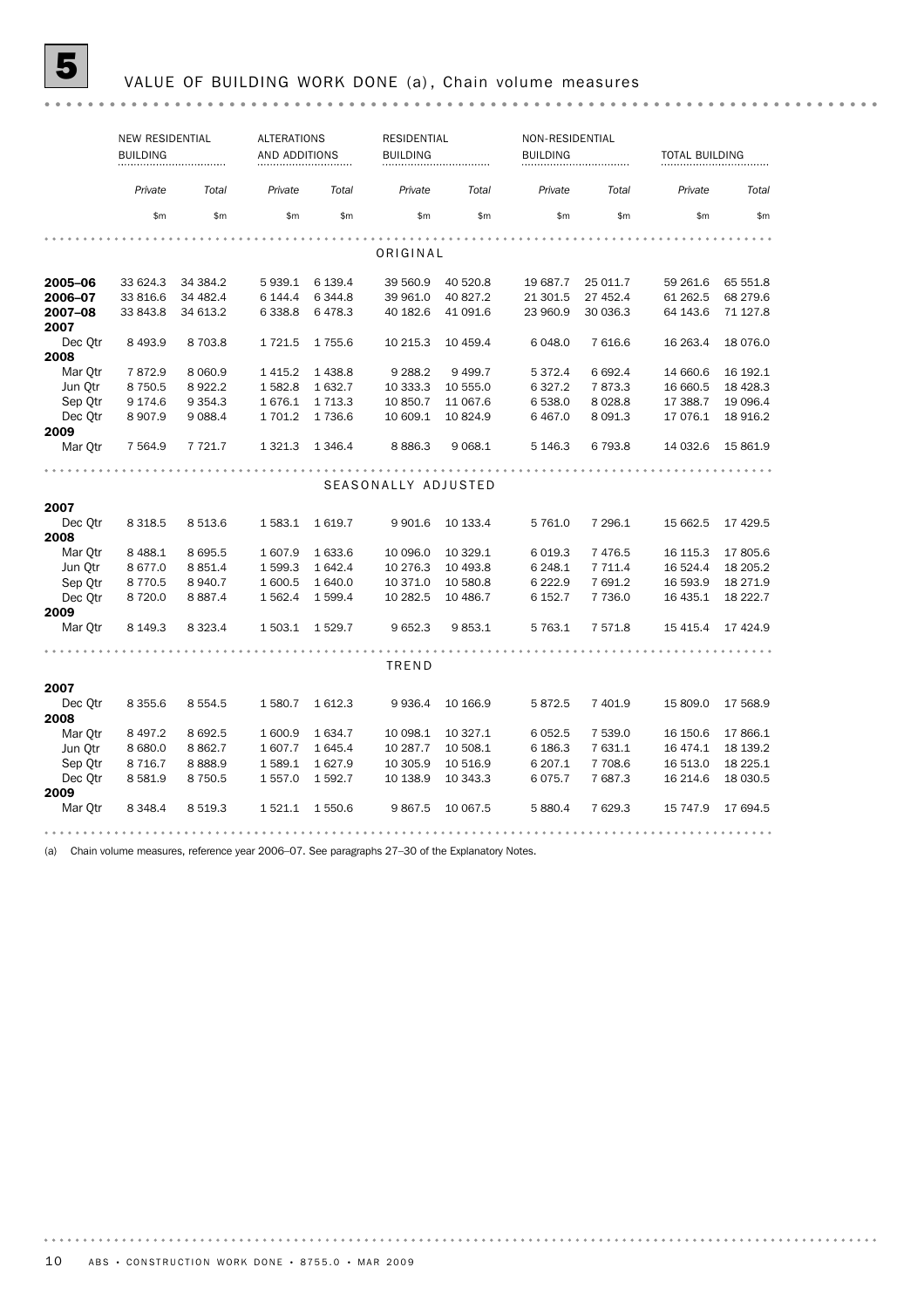# 5 VALUE OF BUILDING WORK DONE (a), Chain volume measures

| | NEW RESIDENTIAL BUILDING | | ALTERATIONS AND ADDITIONS | | RESIDENTIAL BUILDING | | NON-RESIDENTIAL BUILDING | | TOTAL BUILDING | |
|---|---|---|---|---|---|---|---|---|---|---|
| | *Private* | *Total* | *Private* | *Total* | *Private* | *Total* | *Private* | *Total* | *Private* | *Total* |
| | $m | $m | $m | $m | $m | $m | $m | $m | $m | $m |
| **ORIGINAL** | | | | | | | | | | |
| **2005–06** | 33 624.3 | 34 384.2 | 5 939.1 | 6 139.4 | 39 560.9 | 40 520.8 | 19 687.7 | 25 011.7 | 59 261.6 | 65 551.8 |
| **2006–07** | 33 816.6 | 34 482.4 | 6 144.4 | 6 344.8 | 39 961.0 | 40 827.2 | 21 301.5 | 27 452.4 | 61 262.5 | 68 279.6 |
| **2007–08** | 33 843.8 | 34 613.2 | 6 338.8 | 6 478.3 | 40 182.6 | 41 091.6 | 23 960.9 | 30 036.3 | 64 143.6 | 71 127.8 |
| **2007** | | | | | | | | | | |
| Dec Qtr | 8 493.9 | 8 703.8 | 1 721.5 | 1 755.6 | 10 215.3 | 10 459.4 | 6 048.0 | 7 616.6 | 16 263.4 | 18 076.0 |
| **2008** | | | | | | | | | | |
| Mar Qtr | 7 872.9 | 8 060.9 | 1 415.2 | 1 438.8 | 9 288.2 | 9 499.7 | 5 372.4 | 6 692.4 | 14 660.6 | 16 192.1 |
| Jun Qtr | 8 750.5 | 8 922.2 | 1 582.8 | 1 632.7 | 10 333.3 | 10 555.0 | 6 327.2 | 7 873.3 | 16 660.5 | 18 428.3 |
| Sep Qtr | 9 174.6 | 9 354.3 | 1 676.1 | 1 713.3 | 10 850.7 | 11 067.6 | 6 538.0 | 8 028.8 | 17 388.7 | 19 096.4 |
| Dec Qtr | 8 907.9 | 9 088.4 | 1 701.2 | 1 736.6 | 10 609.1 | 10 824.9 | 6 467.0 | 8 091.3 | 17 076.1 | 18 916.2 |
| **2009** | | | | | | | | | | |
| Mar Qtr | 7 564.9 | 7 721.7 | 1 321.3 | 1 346.4 | 8 886.3 | 9 068.1 | 5 146.3 | 6 793.8 | 14 032.6 | 15 861.9 |
| **SEASONALLY ADJUSTED** | | | | | | | | | | |
| **2007** | | | | | | | | | | |
| Dec Qtr | 8 318.5 | 8 513.6 | 1 583.1 | 1 619.7 | 9 901.6 | 10 133.4 | 5 761.0 | 7 296.1 | 15 662.5 | 17 429.5 |
| **2008** | | | | | | | | | | |
| Mar Qtr | 8 488.1 | 8 695.5 | 1 607.9 | 1 633.6 | 10 096.0 | 10 329.1 | 6 019.3 | 7 476.5 | 16 115.3 | 17 805.6 |
| Jun Qtr | 8 677.0 | 8 851.4 | 1 599.3 | 1 642.4 | 10 276.3 | 10 493.8 | 6 248.1 | 7 711.4 | 16 524.4 | 18 205.2 |
| Sep Qtr | 8 770.5 | 8 940.7 | 1 600.5 | 1 640.0 | 10 371.0 | 10 580.8 | 6 222.9 | 7 691.2 | 16 593.9 | 18 271.9 |
| Dec Qtr | 8 720.0 | 8 887.4 | 1 562.4 | 1 599.4 | 10 282.5 | 10 486.7 | 6 152.7 | 7 736.0 | 16 435.1 | 18 222.7 |
| **2009** | | | | | | | | | | |
| Mar Qtr | 8 149.3 | 8 323.4 | 1 503.1 | 1 529.7 | 9 652.3 | 9 853.1 | 5 763.1 | 7 571.8 | 15 415.4 | 17 424.9 |
| **TREND** | | | | | | | | | | |
| **2007** | | | | | | | | | | |
| Dec Qtr | 8 355.6 | 8 554.5 | 1 580.7 | 1 612.3 | 9 936.4 | 10 166.9 | 5 872.5 | 7 401.9 | 15 809.0 | 17 568.9 |
| **2008** | | | | | | | | | | |
| Mar Qtr | 8 497.2 | 8 692.5 | 1 600.9 | 1 634.7 | 10 098.1 | 10 327.1 | 6 052.5 | 7 539.0 | 16 150.6 | 17 866.1 |
| Jun Qtr | 8 680.0 | 8 862.7 | 1 607.7 | 1 645.4 | 10 287.7 | 10 508.1 | 6 186.3 | 7 631.1 | 16 474.1 | 18 139.2 |
| Sep Qtr | 8 716.7 | 8 888.9 | 1 589.1 | 1 627.9 | 10 305.9 | 10 516.9 | 6 207.1 | 7 708.6 | 16 513.0 | 18 225.1 |
| Dec Qtr | 8 581.9 | 8 750.5 | 1 557.0 | 1 592.7 | 10 138.9 | 10 343.3 | 6 075.7 | 7 687.3 | 16 214.6 | 18 030.5 |
| **2009** | | | | | | | | | | |
| Mar Qtr | 8 348.4 | 8 519.3 | 1 521.1 | 1 550.6 | 9 867.5 | 10 067.5 | 5 880.4 | 7 629.3 | 15 747.9 | 17 694.5 |

(a) Chain volume measures, reference year 2006–07. See paragraphs 27–30 of the Explanatory Notes.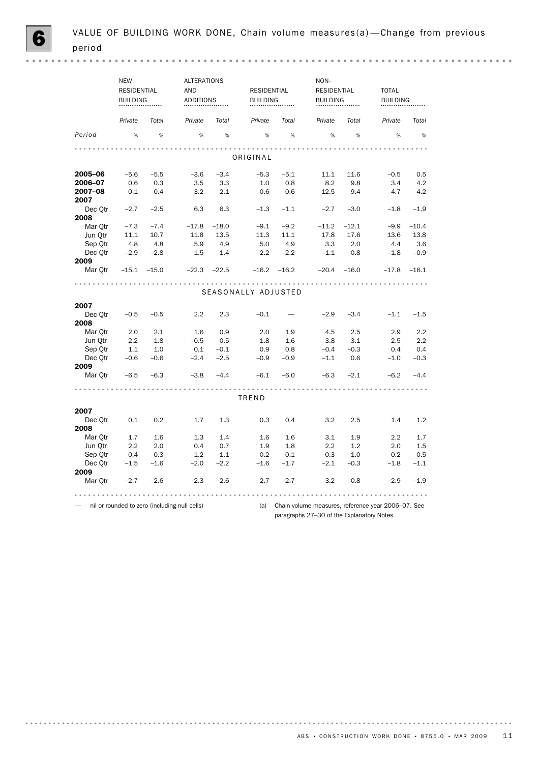# 6 VALUE OF BUILDING WORK DONE, Chain volume measures(a)—Change from previous period

| | NEW RESIDENTIAL BUILDING | | ALTERATIONS AND ADDITIONS | | RESIDENTIAL BUILDING | | NON-RESIDENTIAL BUILDING | | TOTAL BUILDING | |
|---|---|---|---|---|---|---|---|---|---|---|
| | *Private* | *Total* | *Private* | *Total* | *Private* | *Total* | *Private* | *Total* | *Private* | *Total* |
| *Period* | % | % | % | % | % | % | % | % | % | % |
| **ORIGINAL** | | | | | | | | | | |
| **2005–06** | –5.6 | –5.5 | –3.6 | –3.4 | –5.3 | –5.1 | 11.1 | 11.6 | –0.5 | 0.5 |
| **2006–07** | 0.6 | 0.3 | 3.5 | 3.3 | 1.0 | 0.8 | 8.2 | 9.8 | 3.4 | 4.2 |
| **2007–08** | 0.1 | 0.4 | 3.2 | 2.1 | 0.6 | 0.6 | 12.5 | 9.4 | 4.7 | 4.2 |
| **2007** | | | | | | | | | | |
| Dec Qtr | –2.7 | –2.5 | 6.3 | 6.3 | –1.3 | –1.1 | –2.7 | –3.0 | –1.8 | –1.9 |
| **2008** | | | | | | | | | | |
| Mar Qtr | –7.3 | –7.4 | –17.8 | –18.0 | –9.1 | –9.2 | –11.2 | –12.1 | –9.9 | –10.4 |
| Jun Qtr | 11.1 | 10.7 | 11.8 | 13.5 | 11.3 | 11.1 | 17.8 | 17.6 | 13.6 | 13.8 |
| Sep Qtr | 4.8 | 4.8 | 5.9 | 4.9 | 5.0 | 4.9 | 3.3 | 2.0 | 4.4 | 3.6 |
| Dec Qtr | –2.9 | –2.8 | 1.5 | 1.4 | –2.2 | –2.2 | –1.1 | 0.8 | –1.8 | –0.9 |
| **2009** | | | | | | | | | | |
| Mar Qtr | –15.1 | –15.0 | –22.3 | –22.5 | –16.2 | –16.2 | –20.4 | –16.0 | –17.8 | –16.1 |
| **SEASONALLY ADJUSTED** | | | | | | | | | | |
| **2007** | | | | | | | | | | |
| Dec Qtr | –0.5 | –0.5 | 2.2 | 2.3 | –0.1 | — | –2.9 | –3.4 | –1.1 | –1.5 |
| **2008** | | | | | | | | | | |
| Mar Qtr | 2.0 | 2.1 | 1.6 | 0.9 | 2.0 | 1.9 | 4.5 | 2.5 | 2.9 | 2.2 |
| Jun Qtr | 2.2 | 1.8 | –0.5 | 0.5 | 1.8 | 1.6 | 3.8 | 3.1 | 2.5 | 2.2 |
| Sep Qtr | 1.1 | 1.0 | 0.1 | –0.1 | 0.9 | 0.8 | –0.4 | –0.3 | 0.4 | 0.4 |
| Dec Qtr | –0.6 | –0.6 | –2.4 | –2.5 | –0.9 | –0.9 | –1.1 | 0.6 | –1.0 | –0.3 |
| **2009** | | | | | | | | | | |
| Mar Qtr | –6.5 | –6.3 | –3.8 | –4.4 | –6.1 | –6.0 | –6.3 | –2.1 | –6.2 | –4.4 |
| **TREND** | | | | | | | | | | |
| **2007** | | | | | | | | | | |
| Dec Qtr | 0.1 | 0.2 | 1.7 | 1.3 | 0.3 | 0.4 | 3.2 | 2.5 | 1.4 | 1.2 |
| **2008** | | | | | | | | | | |
| Mar Qtr | 1.7 | 1.6 | 1.3 | 1.4 | 1.6 | 1.6 | 3.1 | 1.9 | 2.2 | 1.7 |
| Jun Qtr | 2.2 | 2.0 | 0.4 | 0.7 | 1.9 | 1.8 | 2.2 | 1.2 | 2.0 | 1.5 |
| Sep Qtr | 0.4 | 0.3 | –1.2 | –1.1 | 0.2 | 0.1 | 0.3 | 1.0 | 0.2 | 0.5 |
| Dec Qtr | –1.5 | –1.6 | –2.0 | –2.2 | –1.6 | –1.7 | –2.1 | –0.3 | –1.8 | –1.1 |
| **2009** | | | | | | | | | | |
| Mar Qtr | –2.7 | –2.6 | –2.3 | –2.6 | –2.7 | –2.7 | –3.2 | –0.8 | –2.9 | –1.9 |

— nil or rounded to zero (including null cells)

(a) Chain volume measures, reference year 2006–07. See paragraphs 27–30 of the Explanatory Notes.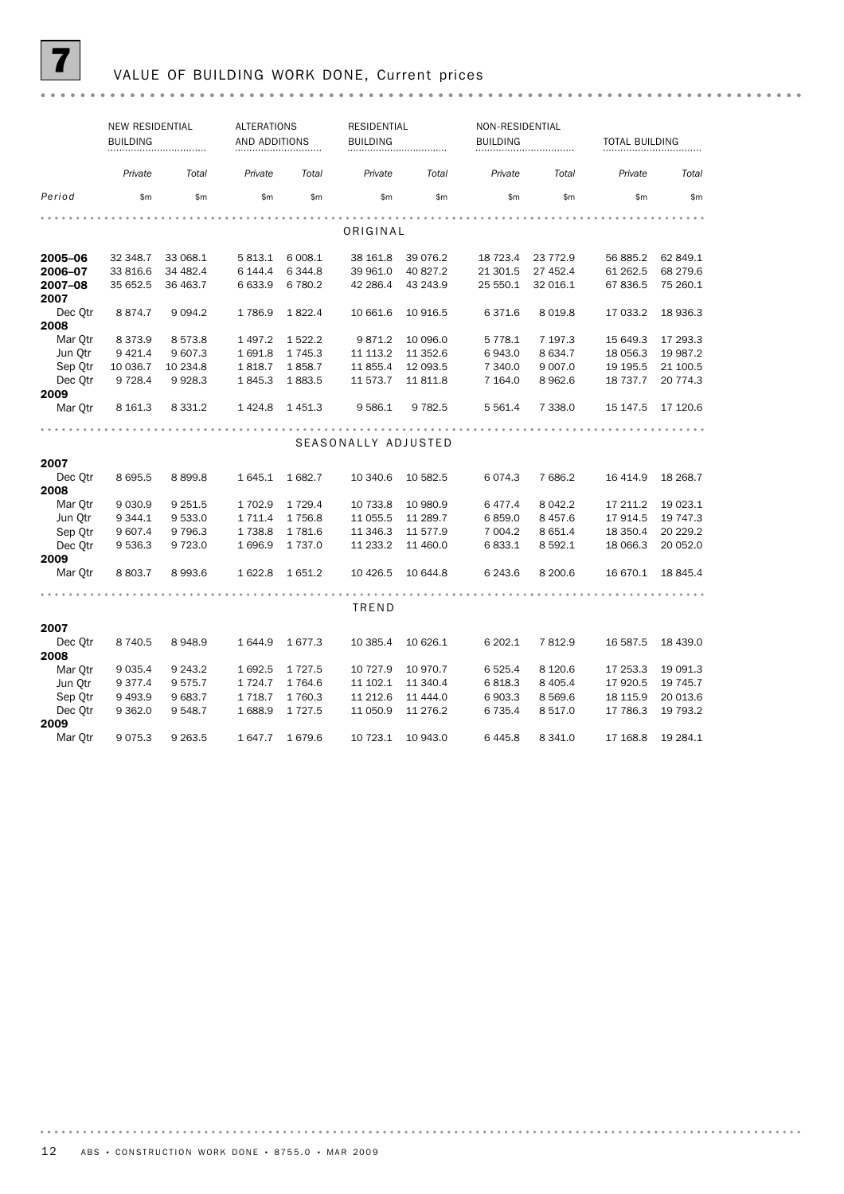## 7 VALUE OF BUILDING WORK DONE, Current prices

| | NEW RESIDENTIAL BUILDING | | ALTERATIONS AND ADDITIONS | | RESIDENTIAL BUILDING | | NON-RESIDENTIAL BUILDING | | TOTAL BUILDING | |
|---|---|---|---|---|---|---|---|---|---|---|
| | *Private* | *Total* | *Private* | *Total* | *Private* | *Total* | *Private* | *Total* | *Private* | *Total* |
| *Period* | $m | $m | $m | $m | $m | $m | $m | $m | $m | $m |
| **ORIGINAL** | | | | | | | | | | |
| **2005–06** | 32 348.7 | 33 068.1 | 5 813.1 | 6 008.1 | 38 161.8 | 39 076.2 | 18 723.4 | 23 772.9 | 56 885.2 | 62 849.1 |
| **2006–07** | 33 816.6 | 34 482.4 | 6 144.4 | 6 344.8 | 39 961.0 | 40 827.2 | 21 301.5 | 27 452.4 | 61 262.5 | 68 279.6 |
| **2007–08** | 35 652.5 | 36 463.7 | 6 633.9 | 6 780.2 | 42 286.4 | 43 243.9 | 25 550.1 | 32 016.1 | 67 836.5 | 75 260.1 |
| **2007** | | | | | | | | | | |
| Dec Qtr | 8 874.7 | 9 094.2 | 1 786.9 | 1 822.4 | 10 661.6 | 10 916.5 | 6 371.6 | 8 019.8 | 17 033.2 | 18 936.3 |
| **2008** | | | | | | | | | | |
| Mar Qtr | 8 373.9 | 8 573.8 | 1 497.2 | 1 522.2 | 9 871.2 | 10 096.0 | 5 778.1 | 7 197.3 | 15 649.3 | 17 293.3 |
| Jun Qtr | 9 421.4 | 9 607.3 | 1 691.8 | 1 745.3 | 11 113.2 | 11 352.6 | 6 943.0 | 8 634.7 | 18 056.3 | 19 987.2 |
| Sep Qtr | 10 036.7 | 10 234.8 | 1 818.7 | 1 858.7 | 11 855.4 | 12 093.5 | 7 340.0 | 9 007.0 | 19 195.5 | 21 100.5 |
| Dec Qtr | 9 728.4 | 9 928.3 | 1 845.3 | 1 883.5 | 11 573.7 | 11 811.8 | 7 164.0 | 8 962.6 | 18 737.7 | 20 774.3 |
| **2009** | | | | | | | | | | |
| Mar Qtr | 8 161.3 | 8 331.2 | 1 424.8 | 1 451.3 | 9 586.1 | 9 782.5 | 5 561.4 | 7 338.0 | 15 147.5 | 17 120.6 |
| **SEASONALLY ADJUSTED** | | | | | | | | | | |
| **2007** | | | | | | | | | | |
| Dec Qtr | 8 695.5 | 8 899.8 | 1 645.1 | 1 682.7 | 10 340.6 | 10 582.5 | 6 074.3 | 7 686.2 | 16 414.9 | 18 268.7 |
| **2008** | | | | | | | | | | |
| Mar Qtr | 9 030.9 | 9 251.5 | 1 702.9 | 1 729.4 | 10 733.8 | 10 980.9 | 6 477.4 | 8 042.2 | 17 211.2 | 19 023.1 |
| Jun Qtr | 9 344.1 | 9 533.0 | 1 711.4 | 1 756.8 | 11 055.5 | 11 289.7 | 6 859.0 | 8 457.6 | 17 914.5 | 19 747.3 |
| Sep Qtr | 9 607.4 | 9 796.3 | 1 738.8 | 1 781.6 | 11 346.3 | 11 577.9 | 7 004.2 | 8 651.4 | 18 350.4 | 20 229.2 |
| Dec Qtr | 9 536.3 | 9 723.0 | 1 696.9 | 1 737.0 | 11 233.2 | 11 460.0 | 6 833.1 | 8 592.1 | 18 066.3 | 20 052.0 |
| **2009** | | | | | | | | | | |
| Mar Qtr | 8 803.7 | 8 993.6 | 1 622.8 | 1 651.2 | 10 426.5 | 10 644.8 | 6 243.6 | 8 200.6 | 16 670.1 | 18 845.4 |
| **TREND** | | | | | | | | | | |
| **2007** | | | | | | | | | | |
| Dec Qtr | 8 740.5 | 8 948.9 | 1 644.9 | 1 677.3 | 10 385.4 | 10 626.1 | 6 202.1 | 7 812.9 | 16 587.5 | 18 439.0 |
| **2008** | | | | | | | | | | |
| Mar Qtr | 9 035.4 | 9 243.2 | 1 692.5 | 1 727.5 | 10 727.9 | 10 970.7 | 6 525.4 | 8 120.6 | 17 253.3 | 19 091.3 |
| Jun Qtr | 9 377.4 | 9 575.7 | 1 724.7 | 1 764.6 | 11 102.1 | 11 340.4 | 6 818.3 | 8 405.4 | 17 920.5 | 19 745.7 |
| Sep Qtr | 9 493.9 | 9 683.7 | 1 718.7 | 1 760.3 | 11 212.6 | 11 444.0 | 6 903.3 | 8 569.6 | 18 115.9 | 20 013.6 |
| Dec Qtr | 9 362.0 | 9 548.7 | 1 688.9 | 1 727.5 | 11 050.9 | 11 276.2 | 6 735.4 | 8 517.0 | 17 786.3 | 19 793.2 |
| **2009** | | | | | | | | | | |
| Mar Qtr | 9 075.3 | 9 263.5 | 1 647.7 | 1 679.6 | 10 723.1 | 10 943.0 | 6 445.8 | 8 341.0 | 17 168.8 | 19 284.1 |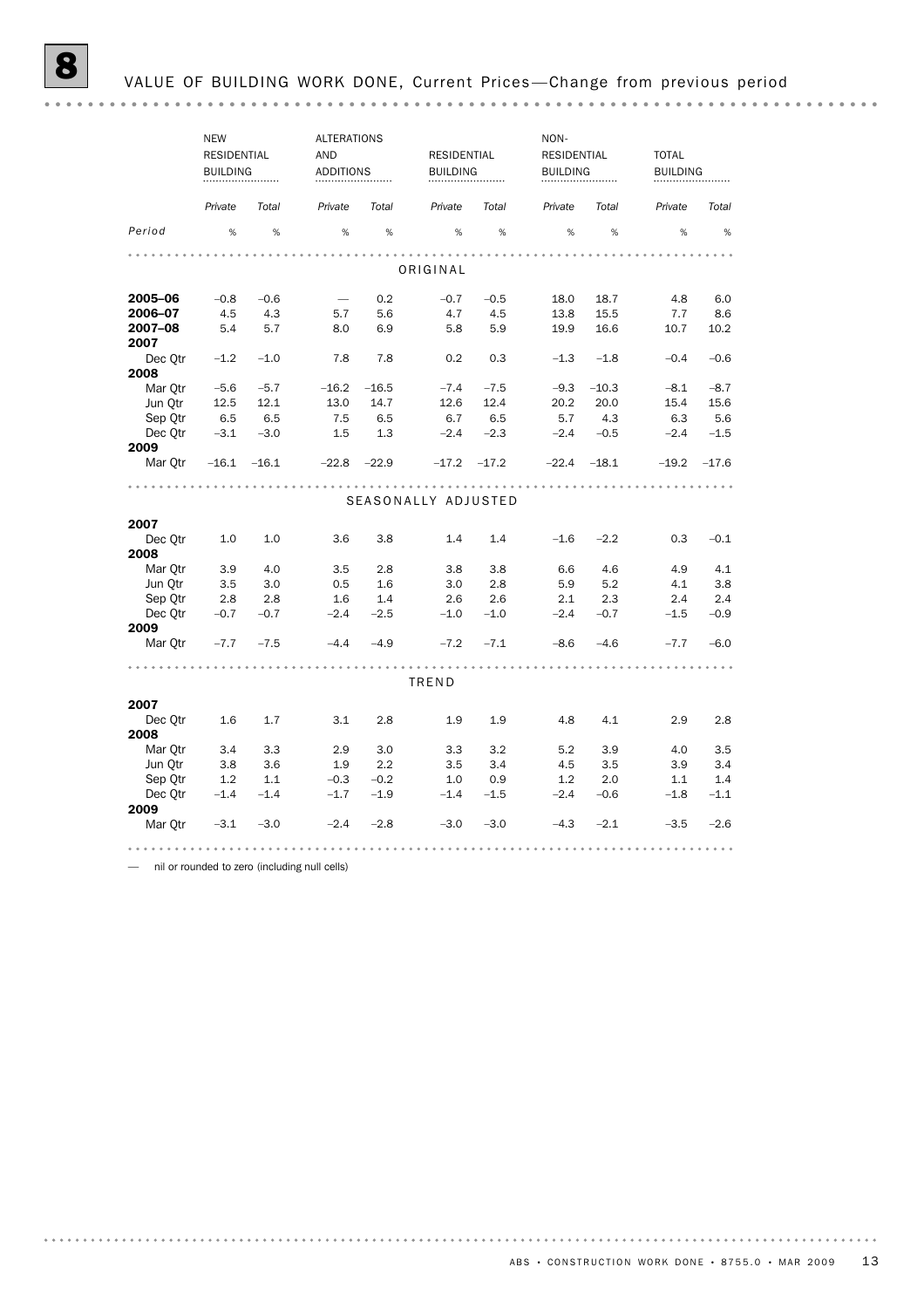# 8 VALUE OF BUILDING WORK DONE, Current Prices—Change from previous period

| | NEW RESIDENTIAL BUILDING | | ALTERATIONS AND ADDITIONS | | RESIDENTIAL BUILDING | | NON-RESIDENTIAL BUILDING | | TOTAL BUILDING | |
|---|---|---|---|---|---|---|---|---|---|---|
| | *Private* | *Total* | *Private* | *Total* | *Private* | *Total* | *Private* | *Total* | *Private* | *Total* |
| *Period* | % | % | % | % | % | % | % | % | % | % |
| **ORIGINAL** | | | | | | | | | | |
| **2005–06** | –0.8 | –0.6 | — | 0.2 | –0.7 | –0.5 | 18.0 | 18.7 | 4.8 | 6.0 |
| **2006–07** | 4.5 | 4.3 | 5.7 | 5.6 | 4.7 | 4.5 | 13.8 | 15.5 | 7.7 | 8.6 |
| **2007–08** | 5.4 | 5.7 | 8.0 | 6.9 | 5.8 | 5.9 | 19.9 | 16.6 | 10.7 | 10.2 |
| **2007** | | | | | | | | | | |
| Dec Qtr | –1.2 | –1.0 | 7.8 | 7.8 | 0.2 | 0.3 | –1.3 | –1.8 | –0.4 | –0.6 |
| **2008** | | | | | | | | | | |
| Mar Qtr | –5.6 | –5.7 | –16.2 | –16.5 | –7.4 | –7.5 | –9.3 | –10.3 | –8.1 | –8.7 |
| Jun Qtr | 12.5 | 12.1 | 13.0 | 14.7 | 12.6 | 12.4 | 20.2 | 20.0 | 15.4 | 15.6 |
| Sep Qtr | 6.5 | 6.5 | 7.5 | 6.5 | 6.7 | 6.5 | 5.7 | 4.3 | 6.3 | 5.6 |
| Dec Qtr | –3.1 | –3.0 | 1.5 | 1.3 | –2.4 | –2.3 | –2.4 | –0.5 | –2.4 | –1.5 |
| **2009** | | | | | | | | | | |
| Mar Qtr | –16.1 | –16.1 | –22.8 | –22.9 | –17.2 | –17.2 | –22.4 | –18.1 | –19.2 | –17.6 |
| **SEASONALLY ADJUSTED** | | | | | | | | | | |
| **2007** | | | | | | | | | | |
| Dec Qtr | 1.0 | 1.0 | 3.6 | 3.8 | 1.4 | 1.4 | –1.6 | –2.2 | 0.3 | –0.1 |
| **2008** | | | | | | | | | | |
| Mar Qtr | 3.9 | 4.0 | 3.5 | 2.8 | 3.8 | 3.8 | 6.6 | 4.6 | 4.9 | 4.1 |
| Jun Qtr | 3.5 | 3.0 | 0.5 | 1.6 | 3.0 | 2.8 | 5.9 | 5.2 | 4.1 | 3.8 |
| Sep Qtr | 2.8 | 2.8 | 1.6 | 1.4 | 2.6 | 2.6 | 2.1 | 2.3 | 2.4 | 2.4 |
| Dec Qtr | –0.7 | –0.7 | –2.4 | –2.5 | –1.0 | –1.0 | –2.4 | –0.7 | –1.5 | –0.9 |
| **2009** | | | | | | | | | | |
| Mar Qtr | –7.7 | –7.5 | –4.4 | –4.9 | –7.2 | –7.1 | –8.6 | –4.6 | –7.7 | –6.0 |
| **TREND** | | | | | | | | | | |
| **2007** | | | | | | | | | | |
| Dec Qtr | 1.6 | 1.7 | 3.1 | 2.8 | 1.9 | 1.9 | 4.8 | 4.1 | 2.9 | 2.8 |
| **2008** | | | | | | | | | | |
| Mar Qtr | 3.4 | 3.3 | 2.9 | 3.0 | 3.3 | 3.2 | 5.2 | 3.9 | 4.0 | 3.5 |
| Jun Qtr | 3.8 | 3.6 | 1.9 | 2.2 | 3.5 | 3.4 | 4.5 | 3.5 | 3.9 | 3.4 |
| Sep Qtr | 1.2 | 1.1 | –0.3 | –0.2 | 1.0 | 0.9 | 1.2 | 2.0 | 1.1 | 1.4 |
| Dec Qtr | –1.4 | –1.4 | –1.7 | –1.9 | –1.4 | –1.5 | –2.4 | –0.6 | –1.8 | –1.1 |
| **2009** | | | | | | | | | | |
| Mar Qtr | –3.1 | –3.0 | –2.4 | –2.8 | –3.0 | –3.0 | –4.3 | –2.1 | –3.5 | –2.6 |

— nil or rounded to zero (including null cells)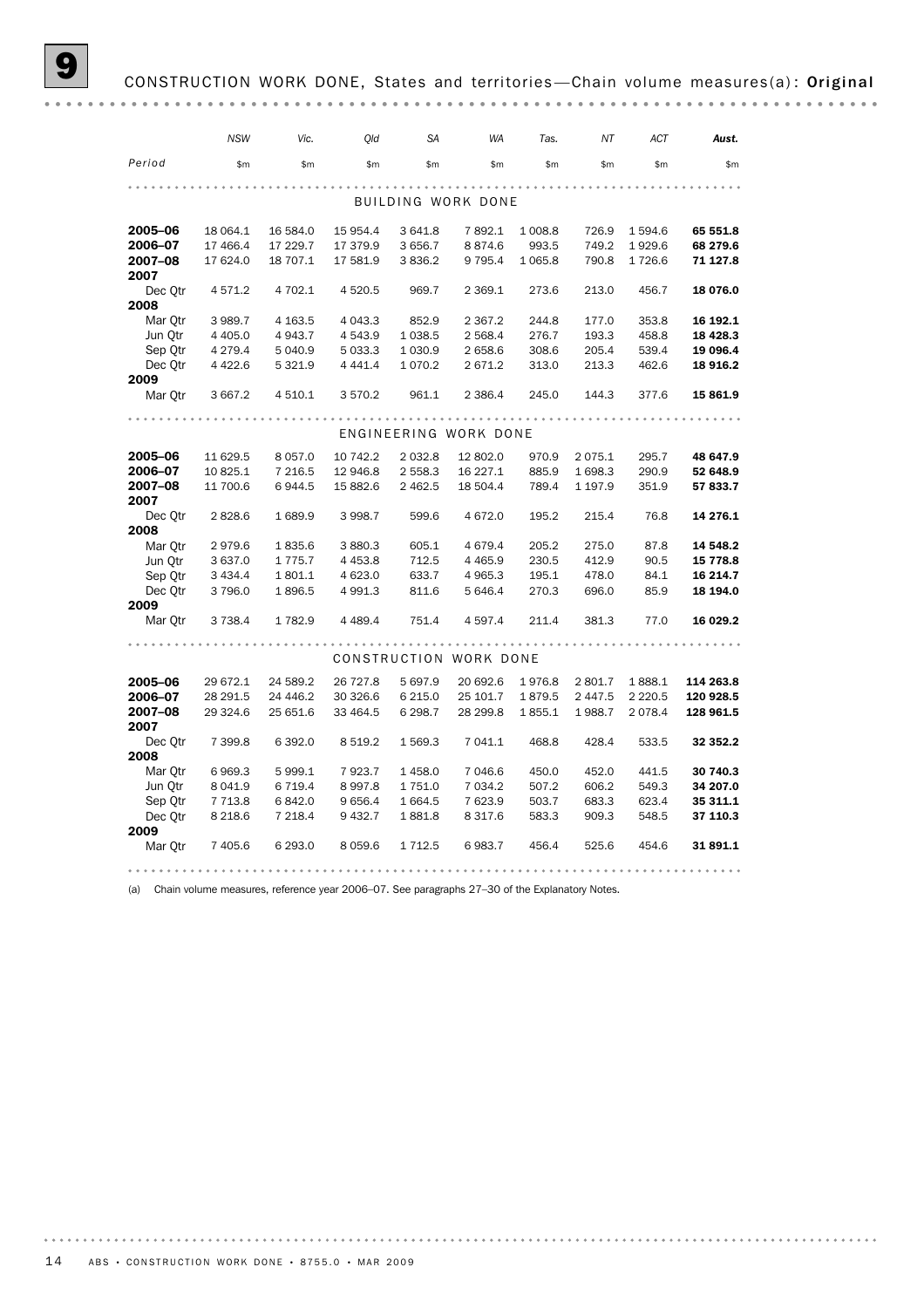# 9 CONSTRUCTION WORK DONE, States and territories—Chain volume measures(a): Original

| Period | NSW | Vic. | Qld | SA | WA | Tas. | NT | ACT | Aust. |
|---|---|---|---|---|---|---|---|---|---|
| | $m | $m | $m | $m | $m | $m | $m | $m | $m |
| **BUILDING WORK DONE** | | | | | | | | | |
| **2005–06** | 18 064.1 | 16 584.0 | 15 954.4 | 3 641.8 | 7 892.1 | 1 008.8 | 726.9 | 1 594.6 | **65 551.8** |
| **2006–07** | 17 466.4 | 17 229.7 | 17 379.9 | 3 656.7 | 8 874.6 | 993.5 | 749.2 | 1 929.6 | **68 279.6** |
| **2007–08** | 17 624.0 | 18 707.1 | 17 581.9 | 3 836.2 | 9 795.4 | 1 065.8 | 790.8 | 1 726.6 | **71 127.8** |
| **2007** | | | | | | | | | |
| Dec Qtr | 4 571.2 | 4 702.1 | 4 520.5 | 969.7 | 2 369.1 | 273.6 | 213.0 | 456.7 | **18 076.0** |
| **2008** | | | | | | | | | |
| Mar Qtr | 3 989.7 | 4 163.5 | 4 043.3 | 852.9 | 2 367.2 | 244.8 | 177.0 | 353.8 | **16 192.1** |
| Jun Qtr | 4 405.0 | 4 943.7 | 4 543.9 | 1 038.5 | 2 568.4 | 276.7 | 193.3 | 458.8 | **18 428.3** |
| Sep Qtr | 4 279.4 | 5 040.9 | 5 033.3 | 1 030.9 | 2 658.6 | 308.6 | 205.4 | 539.4 | **19 096.4** |
| Dec Qtr | 4 422.6 | 5 321.9 | 4 441.4 | 1 070.2 | 2 671.2 | 313.0 | 213.3 | 462.6 | **18 916.2** |
| **2009** | | | | | | | | | |
| Mar Qtr | 3 667.2 | 4 510.1 | 3 570.2 | 961.1 | 2 386.4 | 245.0 | 144.3 | 377.6 | **15 861.9** |
| **ENGINEERING WORK DONE** | | | | | | | | | |
| **2005–06** | 11 629.5 | 8 057.0 | 10 742.2 | 2 032.8 | 12 802.0 | 970.9 | 2 075.1 | 295.7 | **48 647.9** |
| **2006–07** | 10 825.1 | 7 216.5 | 12 946.8 | 2 558.3 | 16 227.1 | 885.9 | 1 698.3 | 290.9 | **52 648.9** |
| **2007–08** | 11 700.6 | 6 944.5 | 15 882.6 | 2 462.5 | 18 504.4 | 789.4 | 1 197.9 | 351.9 | **57 833.7** |
| **2007** | | | | | | | | | |
| Dec Qtr | 2 828.6 | 1 689.9 | 3 998.7 | 599.6 | 4 672.0 | 195.2 | 215.4 | 76.8 | **14 276.1** |
| **2008** | | | | | | | | | |
| Mar Qtr | 2 979.6 | 1 835.6 | 3 880.3 | 605.1 | 4 679.4 | 205.2 | 275.0 | 87.8 | **14 548.2** |
| Jun Qtr | 3 637.0 | 1 775.7 | 4 453.8 | 712.5 | 4 465.9 | 230.5 | 412.9 | 90.5 | **15 778.8** |
| Sep Qtr | 3 434.4 | 1 801.1 | 4 623.0 | 633.7 | 4 965.3 | 195.1 | 478.0 | 84.1 | **16 214.7** |
| Dec Qtr | 3 796.0 | 1 896.5 | 4 991.3 | 811.6 | 5 646.4 | 270.3 | 696.0 | 85.9 | **18 194.0** |
| **2009** | | | | | | | | | |
| Mar Qtr | 3 738.4 | 1 782.9 | 4 489.4 | 751.4 | 4 597.4 | 211.4 | 381.3 | 77.0 | **16 029.2** |
| **CONSTRUCTION WORK DONE** | | | | | | | | | |
| **2005–06** | 29 672.1 | 24 589.2 | 26 727.8 | 5 697.9 | 20 692.6 | 1 976.8 | 2 801.7 | 1 888.1 | **114 263.8** |
| **2006–07** | 28 291.5 | 24 446.2 | 30 326.6 | 6 215.0 | 25 101.7 | 1 879.5 | 2 447.5 | 2 220.5 | **120 928.5** |
| **2007–08** | 29 324.6 | 25 651.6 | 33 464.5 | 6 298.7 | 28 299.8 | 1 855.1 | 1 988.7 | 2 078.4 | **128 961.5** |
| **2007** | | | | | | | | | |
| Dec Qtr | 7 399.8 | 6 392.0 | 8 519.2 | 1 569.3 | 7 041.1 | 468.8 | 428.4 | 533.5 | **32 352.2** |
| **2008** | | | | | | | | | |
| Mar Qtr | 6 969.3 | 5 999.1 | 7 923.7 | 1 458.0 | 7 046.6 | 450.0 | 452.0 | 441.5 | **30 740.3** |
| Jun Qtr | 8 041.9 | 6 719.4 | 8 997.8 | 1 751.0 | 7 034.2 | 507.2 | 606.2 | 549.3 | **34 207.0** |
| Sep Qtr | 7 713.8 | 6 842.0 | 9 656.4 | 1 664.5 | 7 623.9 | 503.7 | 683.3 | 623.4 | **35 311.1** |
| Dec Qtr | 8 218.6 | 7 218.4 | 9 432.7 | 1 881.8 | 8 317.6 | 583.3 | 909.3 | 548.5 | **37 110.3** |
| **2009** | | | | | | | | | |
| Mar Qtr | 7 405.6 | 6 293.0 | 8 059.6 | 1 712.5 | 6 983.7 | 456.4 | 525.6 | 454.6 | **31 891.1** |

(a) Chain volume measures, reference year 2006–07. See paragraphs 27–30 of the Explanatory Notes.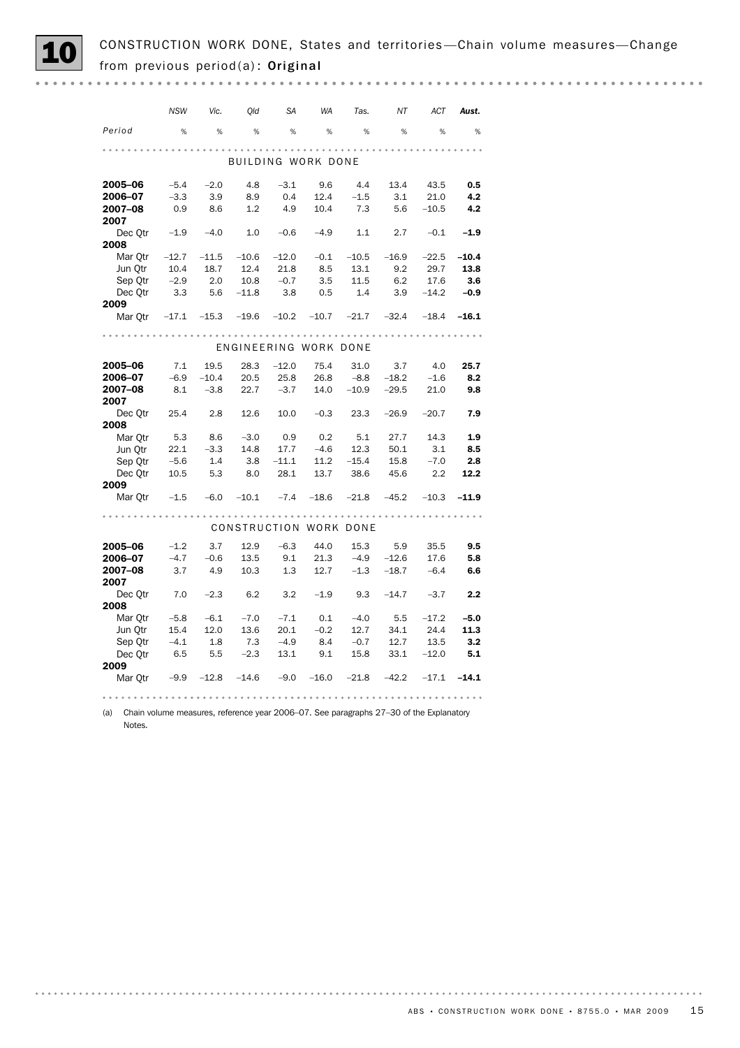# 10 CONSTRUCTION WORK DONE, States and territories—Chain volume measures—Change from previous period(a): **Original**

| Period | NSW | Vic. | Qld | SA | WA | Tas. | NT | ACT | **Aust.** |
|---|---|---|---|---|---|---|---|---|---|
| | % | % | % | % | % | % | % | % | % |
| **BUILDING WORK DONE** | | | | | | | | | |
| **2005–06** | –5.4 | –2.0 | 4.8 | –3.1 | 9.6 | 4.4 | 13.4 | 43.5 | **0.5** |
| **2006–07** | –3.3 | 3.9 | 8.9 | 0.4 | 12.4 | –1.5 | 3.1 | 21.0 | **4.2** |
| **2007–08** | 0.9 | 8.6 | 1.2 | 4.9 | 10.4 | 7.3 | 5.6 | –10.5 | **4.2** |
| **2007** | | | | | | | | | |
| Dec Qtr | –1.9 | –4.0 | 1.0 | –0.6 | –4.9 | 1.1 | 2.7 | –0.1 | **–1.9** |
| **2008** | | | | | | | | | |
| Mar Qtr | –12.7 | –11.5 | –10.6 | –12.0 | –0.1 | –10.5 | –16.9 | –22.5 | **–10.4** |
| Jun Qtr | 10.4 | 18.7 | 12.4 | 21.8 | 8.5 | 13.1 | 9.2 | 29.7 | **13.8** |
| Sep Qtr | –2.9 | 2.0 | 10.8 | –0.7 | 3.5 | 11.5 | 6.2 | 17.6 | **3.6** |
| Dec Qtr | 3.3 | 5.6 | –11.8 | 3.8 | 0.5 | 1.4 | 3.9 | –14.2 | **–0.9** |
| **2009** | | | | | | | | | |
| Mar Qtr | –17.1 | –15.3 | –19.6 | –10.2 | –10.7 | –21.7 | –32.4 | –18.4 | **–16.1** |
| **ENGINEERING WORK DONE** | | | | | | | | | |
| **2005–06** | 7.1 | 19.5 | 28.3 | –12.0 | 75.4 | 31.0 | 3.7 | 4.0 | **25.7** |
| **2006–07** | –6.9 | –10.4 | 20.5 | 25.8 | 26.8 | –8.8 | –18.2 | –1.6 | **8.2** |
| **2007–08** | 8.1 | –3.8 | 22.7 | –3.7 | 14.0 | –10.9 | –29.5 | 21.0 | **9.8** |
| **2007** | | | | | | | | | |
| Dec Qtr | 25.4 | 2.8 | 12.6 | 10.0 | –0.3 | 23.3 | –26.9 | –20.7 | **7.9** |
| **2008** | | | | | | | | | |
| Mar Qtr | 5.3 | 8.6 | –3.0 | 0.9 | 0.2 | 5.1 | 27.7 | 14.3 | **1.9** |
| Jun Qtr | 22.1 | –3.3 | 14.8 | 17.7 | –4.6 | 12.3 | 50.1 | 3.1 | **8.5** |
| Sep Qtr | –5.6 | 1.4 | 3.8 | –11.1 | 11.2 | –15.4 | 15.8 | –7.0 | **2.8** |
| Dec Qtr | 10.5 | 5.3 | 8.0 | 28.1 | 13.7 | 38.6 | 45.6 | 2.2 | **12.2** |
| **2009** | | | | | | | | | |
| Mar Qtr | –1.5 | –6.0 | –10.1 | –7.4 | –18.6 | –21.8 | –45.2 | –10.3 | **–11.9** |
| **CONSTRUCTION WORK DONE** | | | | | | | | | |
| **2005–06** | –1.2 | 3.7 | 12.9 | –6.3 | 44.0 | 15.3 | 5.9 | 35.5 | **9.5** |
| **2006–07** | –4.7 | –0.6 | 13.5 | 9.1 | 21.3 | –4.9 | –12.6 | 17.6 | **5.8** |
| **2007–08** | 3.7 | 4.9 | 10.3 | 1.3 | 12.7 | –1.3 | –18.7 | –6.4 | **6.6** |
| **2007** | | | | | | | | | |
| Dec Qtr | 7.0 | –2.3 | 6.2 | 3.2 | –1.9 | 9.3 | –14.7 | –3.7 | **2.2** |
| **2008** | | | | | | | | | |
| Mar Qtr | –5.8 | –6.1 | –7.0 | –7.1 | 0.1 | –4.0 | 5.5 | –17.2 | **–5.0** |
| Jun Qtr | 15.4 | 12.0 | 13.6 | 20.1 | –0.2 | 12.7 | 34.1 | 24.4 | **11.3** |
| Sep Qtr | –4.1 | 1.8 | 7.3 | –4.9 | 8.4 | –0.7 | 12.7 | 13.5 | **3.2** |
| Dec Qtr | 6.5 | 5.5 | –2.3 | 13.1 | 9.1 | 15.8 | 33.1 | –12.0 | **5.1** |
| **2009** | | | | | | | | | |
| Mar Qtr | –9.9 | –12.8 | –14.6 | –9.0 | –16.0 | –21.8 | –42.2 | –17.1 | **–14.1** |

(a) Chain volume measures, reference year 2006–07. See paragraphs 27–30 of the Explanatory Notes.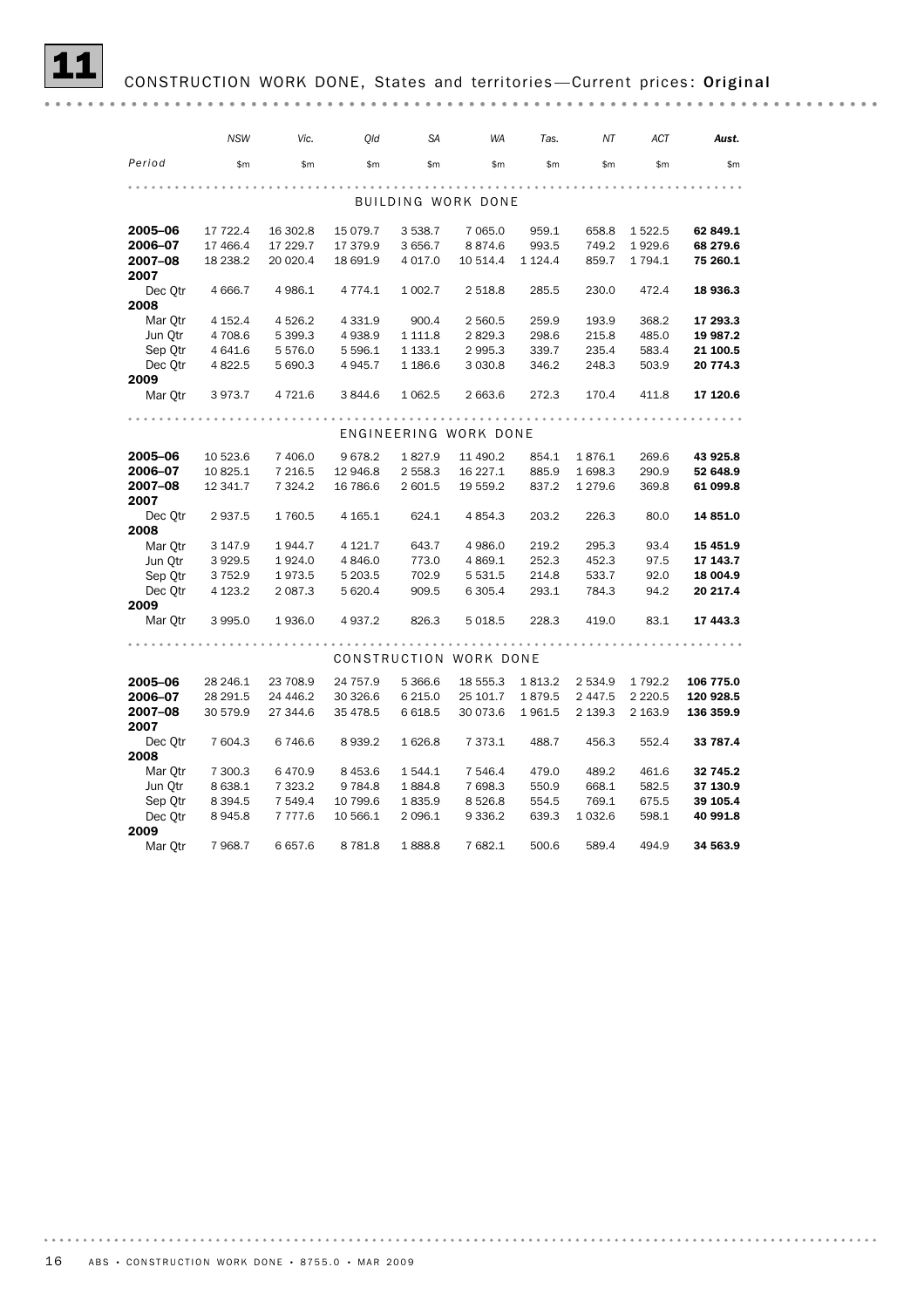# 11 CONSTRUCTION WORK DONE, States and territories—Current prices: Original

| Period | NSW | Vic. | Qld | SA | WA | Tas. | NT | ACT | Aust. |
|---|---|---|---|---|---|---|---|---|---|
| | $m | $m | $m | $m | $m | $m | $m | $m | $m |
| **BUILDING WORK DONE** | | | | | | | | | |
| **2005–06** | 17 722.4 | 16 302.8 | 15 079.7 | 3 538.7 | 7 065.0 | 959.1 | 658.8 | 1 522.5 | **62 849.1** |
| **2006–07** | 17 466.4 | 17 229.7 | 17 379.9 | 3 656.7 | 8 874.6 | 993.5 | 749.2 | 1 929.6 | **68 279.6** |
| **2007–08** | 18 238.2 | 20 020.4 | 18 691.9 | 4 017.0 | 10 514.4 | 1 124.4 | 859.7 | 1 794.1 | **75 260.1** |
| **2007** | | | | | | | | | |
| Dec Qtr | 4 666.7 | 4 986.1 | 4 774.1 | 1 002.7 | 2 518.8 | 285.5 | 230.0 | 472.4 | **18 936.3** |
| **2008** | | | | | | | | | |
| Mar Qtr | 4 152.4 | 4 526.2 | 4 331.9 | 900.4 | 2 560.5 | 259.9 | 193.9 | 368.2 | **17 293.3** |
| Jun Qtr | 4 708.6 | 5 399.3 | 4 938.9 | 1 111.8 | 2 829.3 | 298.6 | 215.8 | 485.0 | **19 987.2** |
| Sep Qtr | 4 641.6 | 5 576.0 | 5 596.1 | 1 133.1 | 2 995.3 | 339.7 | 235.4 | 583.4 | **21 100.5** |
| Dec Qtr | 4 822.5 | 5 690.3 | 4 945.7 | 1 186.6 | 3 030.8 | 346.2 | 248.3 | 503.9 | **20 774.3** |
| **2009** | | | | | | | | | |
| Mar Qtr | 3 973.7 | 4 721.6 | 3 844.6 | 1 062.5 | 2 663.6 | 272.3 | 170.4 | 411.8 | **17 120.6** |
| **ENGINEERING WORK DONE** | | | | | | | | | |
| **2005–06** | 10 523.6 | 7 406.0 | 9 678.2 | 1 827.9 | 11 490.2 | 854.1 | 1 876.1 | 269.6 | **43 925.8** |
| **2006–07** | 10 825.1 | 7 216.5 | 12 946.8 | 2 558.3 | 16 227.1 | 885.9 | 1 698.3 | 290.9 | **52 648.9** |
| **2007–08** | 12 341.7 | 7 324.2 | 16 786.6 | 2 601.5 | 19 559.2 | 837.2 | 1 279.6 | 369.8 | **61 099.8** |
| **2007** | | | | | | | | | |
| Dec Qtr | 2 937.5 | 1 760.5 | 4 165.1 | 624.1 | 4 854.3 | 203.2 | 226.3 | 80.0 | **14 851.0** |
| **2008** | | | | | | | | | |
| Mar Qtr | 3 147.9 | 1 944.7 | 4 121.7 | 643.7 | 4 986.0 | 219.2 | 295.3 | 93.4 | **15 451.9** |
| Jun Qtr | 3 929.5 | 1 924.0 | 4 846.0 | 773.0 | 4 869.1 | 252.3 | 452.3 | 97.5 | **17 143.7** |
| Sep Qtr | 3 752.9 | 1 973.5 | 5 203.5 | 702.9 | 5 531.5 | 214.8 | 533.7 | 92.0 | **18 004.9** |
| Dec Qtr | 4 123.2 | 2 087.3 | 5 620.4 | 909.5 | 6 305.4 | 293.1 | 784.3 | 94.2 | **20 217.4** |
| **2009** | | | | | | | | | |
| Mar Qtr | 3 995.0 | 1 936.0 | 4 937.2 | 826.3 | 5 018.5 | 228.3 | 419.0 | 83.1 | **17 443.3** |
| **CONSTRUCTION WORK DONE** | | | | | | | | | |
| **2005–06** | 28 246.1 | 23 708.9 | 24 757.9 | 5 366.6 | 18 555.3 | 1 813.2 | 2 534.9 | 1 792.2 | **106 775.0** |
| **2006–07** | 28 291.5 | 24 446.2 | 30 326.6 | 6 215.0 | 25 101.7 | 1 879.5 | 2 447.5 | 2 220.5 | **120 928.5** |
| **2007–08** | 30 579.9 | 27 344.6 | 35 478.5 | 6 618.5 | 30 073.6 | 1 961.5 | 2 139.3 | 2 163.9 | **136 359.9** |
| **2007** | | | | | | | | | |
| Dec Qtr | 7 604.3 | 6 746.6 | 8 939.2 | 1 626.8 | 7 373.1 | 488.7 | 456.3 | 552.4 | **33 787.4** |
| **2008** | | | | | | | | | |
| Mar Qtr | 7 300.3 | 6 470.9 | 8 453.6 | 1 544.1 | 7 546.4 | 479.0 | 489.2 | 461.6 | **32 745.2** |
| Jun Qtr | 8 638.1 | 7 323.2 | 9 784.8 | 1 884.8 | 7 698.3 | 550.9 | 668.1 | 582.5 | **37 130.9** |
| Sep Qtr | 8 394.5 | 7 549.4 | 10 799.6 | 1 835.9 | 8 526.8 | 554.5 | 769.1 | 675.5 | **39 105.4** |
| Dec Qtr | 8 945.8 | 7 777.6 | 10 566.1 | 2 096.1 | 9 336.2 | 639.3 | 1 032.6 | 598.1 | **40 991.8** |
| **2009** | | | | | | | | | |
| Mar Qtr | 7 968.7 | 6 657.6 | 8 781.8 | 1 888.8 | 7 682.1 | 500.6 | 589.4 | 494.9 | **34 563.9** |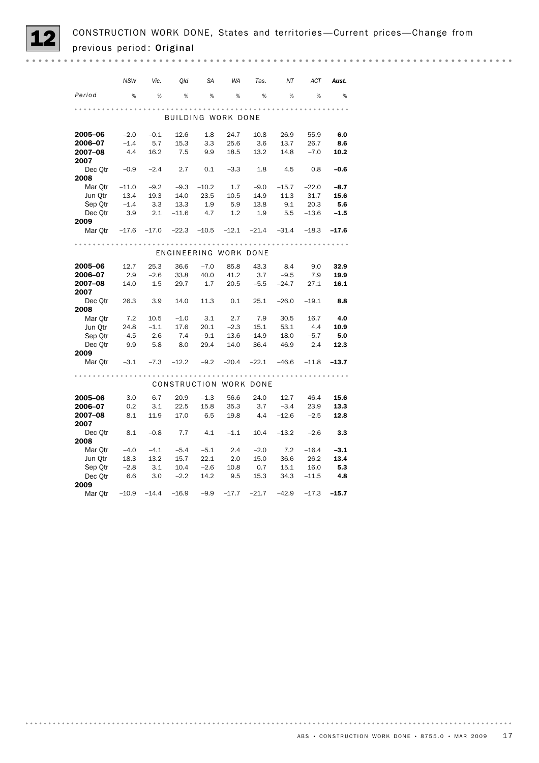# 12 CONSTRUCTION WORK DONE, States and territories—Current prices—Change from previous period: **Original**

| Period | NSW | Vic. | Qld | SA | WA | Tas. | NT | ACT | Aust. |
|---|---|---|---|---|---|---|---|---|---|
| | % | % | % | % | % | % | % | % | % |
| **BUILDING WORK DONE** | | | | | | | | | |
| **2005–06** | –2.0 | –0.1 | 12.6 | 1.8 | 24.7 | 10.8 | 26.9 | 55.9 | **6.0** |
| **2006–07** | –1.4 | 5.7 | 15.3 | 3.3 | 25.6 | 3.6 | 13.7 | 26.7 | **8.6** |
| **2007–08** | 4.4 | 16.2 | 7.5 | 9.9 | 18.5 | 13.2 | 14.8 | –7.0 | **10.2** |
| **2007** | | | | | | | | | |
| Dec Qtr | –0.9 | –2.4 | 2.7 | 0.1 | –3.3 | 1.8 | 4.5 | 0.8 | **–0.6** |
| **2008** | | | | | | | | | |
| Mar Qtr | –11.0 | –9.2 | –9.3 | –10.2 | 1.7 | –9.0 | –15.7 | –22.0 | **–8.7** |
| Jun Qtr | 13.4 | 19.3 | 14.0 | 23.5 | 10.5 | 14.9 | 11.3 | 31.7 | **15.6** |
| Sep Qtr | –1.4 | 3.3 | 13.3 | 1.9 | 5.9 | 13.8 | 9.1 | 20.3 | **5.6** |
| Dec Qtr | 3.9 | 2.1 | –11.6 | 4.7 | 1.2 | 1.9 | 5.5 | –13.6 | **–1.5** |
| **2009** | | | | | | | | | |
| Mar Qtr | –17.6 | –17.0 | –22.3 | –10.5 | –12.1 | –21.4 | –31.4 | –18.3 | **–17.6** |
| **ENGINEERING WORK DONE** | | | | | | | | | |
| **2005–06** | 12.7 | 25.3 | 36.6 | –7.0 | 85.8 | 43.3 | 8.4 | 9.0 | **32.9** |
| **2006–07** | 2.9 | –2.6 | 33.8 | 40.0 | 41.2 | 3.7 | –9.5 | 7.9 | **19.9** |
| **2007–08** | 14.0 | 1.5 | 29.7 | 1.7 | 20.5 | –5.5 | –24.7 | 27.1 | **16.1** |
| **2007** | | | | | | | | | |
| Dec Qtr | 26.3 | 3.9 | 14.0 | 11.3 | 0.1 | 25.1 | –26.0 | –19.1 | **8.8** |
| **2008** | | | | | | | | | |
| Mar Qtr | 7.2 | 10.5 | –1.0 | 3.1 | 2.7 | 7.9 | 30.5 | 16.7 | **4.0** |
| Jun Qtr | 24.8 | –1.1 | 17.6 | 20.1 | –2.3 | 15.1 | 53.1 | 4.4 | **10.9** |
| Sep Qtr | –4.5 | 2.6 | 7.4 | –9.1 | 13.6 | –14.9 | 18.0 | –5.7 | **5.0** |
| Dec Qtr | 9.9 | 5.8 | 8.0 | 29.4 | 14.0 | 36.4 | 46.9 | 2.4 | **12.3** |
| **2009** | | | | | | | | | |
| Mar Qtr | –3.1 | –7.3 | –12.2 | –9.2 | –20.4 | –22.1 | –46.6 | –11.8 | **–13.7** |
| **CONSTRUCTION WORK DONE** | | | | | | | | | |
| **2005–06** | 3.0 | 6.7 | 20.9 | –1.3 | 56.6 | 24.0 | 12.7 | 46.4 | **15.6** |
| **2006–07** | 0.2 | 3.1 | 22.5 | 15.8 | 35.3 | 3.7 | –3.4 | 23.9 | **13.3** |
| **2007–08** | 8.1 | 11.9 | 17.0 | 6.5 | 19.8 | 4.4 | –12.6 | –2.5 | **12.8** |
| **2007** | | | | | | | | | |
| Dec Qtr | 8.1 | –0.8 | 7.7 | 4.1 | –1.1 | 10.4 | –13.2 | –2.6 | **3.3** |
| **2008** | | | | | | | | | |
| Mar Qtr | –4.0 | –4.1 | –5.4 | –5.1 | 2.4 | –2.0 | 7.2 | –16.4 | **–3.1** |
| Jun Qtr | 18.3 | 13.2 | 15.7 | 22.1 | 2.0 | 15.0 | 36.6 | 26.2 | **13.4** |
| Sep Qtr | –2.8 | 3.1 | 10.4 | –2.6 | 10.8 | 0.7 | 15.1 | 16.0 | **5.3** |
| Dec Qtr | 6.6 | 3.0 | –2.2 | 14.2 | 9.5 | 15.3 | 34.3 | –11.5 | **4.8** |
| **2009** | | | | | | | | | |
| Mar Qtr | –10.9 | –14.4 | –16.9 | –9.9 | –17.7 | –21.7 | –42.9 | –17.3 | **–15.7** |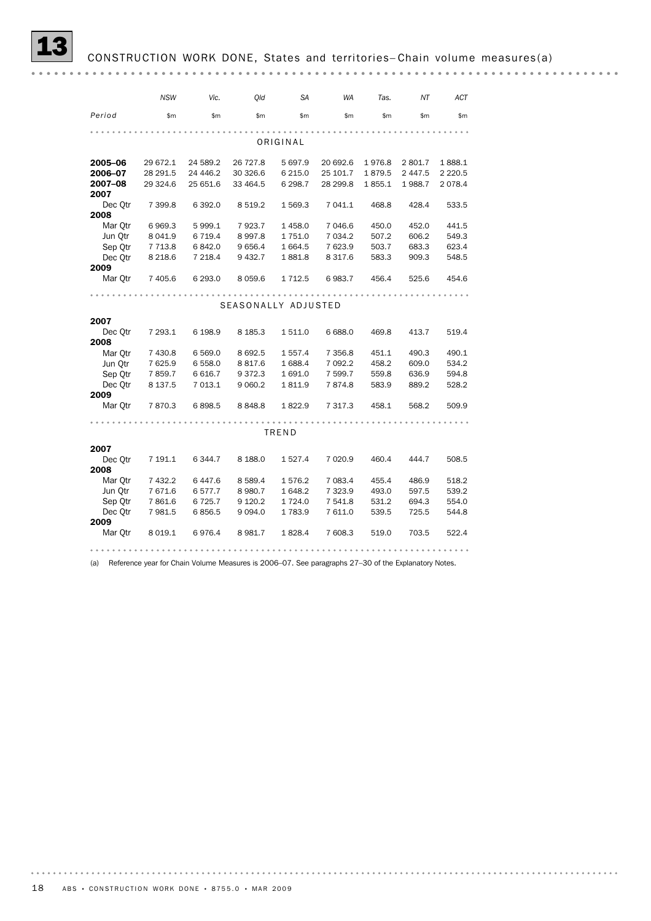## 13 CONSTRUCTION WORK DONE, States and territories—Chain volume measures(a)

| Period | NSW | Vic. | Qld | SA | WA | Tas. | NT | ACT |
|---|---|---|---|---|---|---|---|---|
| | $m | $m | $m | $m | $m | $m | $m | $m |
| **ORIGINAL** | | | | | | | | |
| **2005–06** | 29 672.1 | 24 589.2 | 26 727.8 | 5 697.9 | 20 692.6 | 1 976.8 | 2 801.7 | 1 888.1 |
| **2006–07** | 28 291.5 | 24 446.2 | 30 326.6 | 6 215.0 | 25 101.7 | 1 879.5 | 2 447.5 | 2 220.5 |
| **2007–08** | 29 324.6 | 25 651.6 | 33 464.5 | 6 298.7 | 28 299.8 | 1 855.1 | 1 988.7 | 2 078.4 |
| **2007** | | | | | | | | |
| Dec Qtr | 7 399.8 | 6 392.0 | 8 519.2 | 1 569.3 | 7 041.1 | 468.8 | 428.4 | 533.5 |
| **2008** | | | | | | | | |
| Mar Qtr | 6 969.3 | 5 999.1 | 7 923.7 | 1 458.0 | 7 046.6 | 450.0 | 452.0 | 441.5 |
| Jun Qtr | 8 041.9 | 6 719.4 | 8 997.8 | 1 751.0 | 7 034.2 | 507.2 | 606.2 | 549.3 |
| Sep Qtr | 7 713.8 | 6 842.0 | 9 656.4 | 1 664.5 | 7 623.9 | 503.7 | 683.3 | 623.4 |
| Dec Qtr | 8 218.6 | 7 218.4 | 9 432.7 | 1 881.8 | 8 317.6 | 583.3 | 909.3 | 548.5 |
| **2009** | | | | | | | | |
| Mar Qtr | 7 405.6 | 6 293.0 | 8 059.6 | 1 712.5 | 6 983.7 | 456.4 | 525.6 | 454.6 |
| **SEASONALLY ADJUSTED** | | | | | | | | |
| **2007** | | | | | | | | |
| Dec Qtr | 7 293.1 | 6 198.9 | 8 185.3 | 1 511.0 | 6 688.0 | 469.8 | 413.7 | 519.4 |
| **2008** | | | | | | | | |
| Mar Qtr | 7 430.8 | 6 569.0 | 8 692.5 | 1 557.4 | 7 356.8 | 451.1 | 490.3 | 490.1 |
| Jun Qtr | 7 625.9 | 6 558.0 | 8 817.6 | 1 688.4 | 7 092.2 | 458.2 | 609.0 | 534.2 |
| Sep Qtr | 7 859.7 | 6 616.7 | 9 372.3 | 1 691.0 | 7 599.7 | 559.8 | 636.9 | 594.8 |
| Dec Qtr | 8 137.5 | 7 013.1 | 9 060.2 | 1 811.9 | 7 874.8 | 583.9 | 889.2 | 528.2 |
| **2009** | | | | | | | | |
| Mar Qtr | 7 870.3 | 6 898.5 | 8 848.8 | 1 822.9 | 7 317.3 | 458.1 | 568.2 | 509.9 |
| **TREND** | | | | | | | | |
| **2007** | | | | | | | | |
| Dec Qtr | 7 191.1 | 6 344.7 | 8 188.0 | 1 527.4 | 7 020.9 | 460.4 | 444.7 | 508.5 |
| **2008** | | | | | | | | |
| Mar Qtr | 7 432.2 | 6 447.6 | 8 589.4 | 1 576.2 | 7 083.4 | 455.4 | 486.9 | 518.2 |
| Jun Qtr | 7 671.6 | 6 577.7 | 8 980.7 | 1 648.2 | 7 323.9 | 493.0 | 597.5 | 539.2 |
| Sep Qtr | 7 861.6 | 6 725.7 | 9 120.2 | 1 724.0 | 7 541.8 | 531.2 | 694.3 | 554.0 |
| Dec Qtr | 7 981.5 | 6 856.5 | 9 094.0 | 1 783.9 | 7 611.0 | 539.5 | 725.5 | 544.8 |
| **2009** | | | | | | | | |
| Mar Qtr | 8 019.1 | 6 976.4 | 8 981.7 | 1 828.4 | 7 608.3 | 519.0 | 703.5 | 522.4 |

(a) Reference year for Chain Volume Measures is 2006–07. See paragraphs 27–30 of the Explanatory Notes.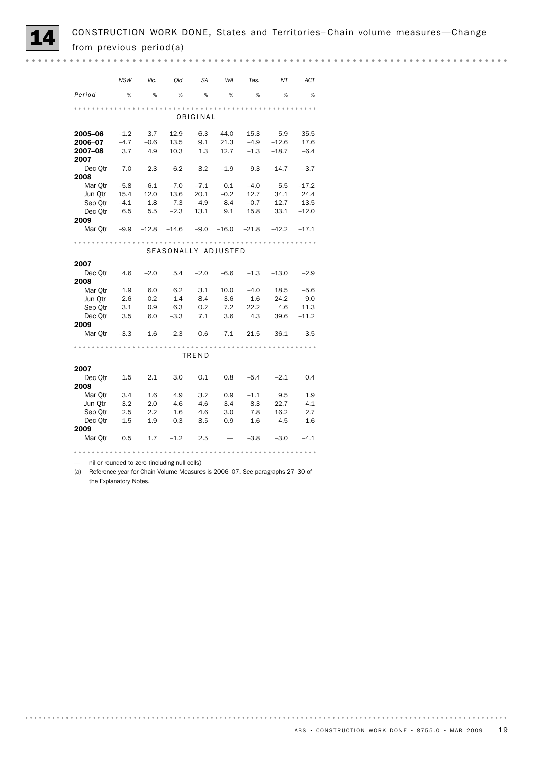# 14 CONSTRUCTION WORK DONE, States and Territories–Chain volume measures—Change from previous period(a)

| Period | NSW | Vic. | Qld | SA | WA | Tas. | NT | ACT |
|---|---|---|---|---|---|---|---|---|
| | % | % | % | % | % | % | % | % |
| **ORIGINAL** | | | | | | | | |
| **2005–06** | –1.2 | 3.7 | 12.9 | –6.3 | 44.0 | 15.3 | 5.9 | 35.5 |
| **2006–07** | –4.7 | –0.6 | 13.5 | 9.1 | 21.3 | –4.9 | –12.6 | 17.6 |
| **2007–08** | 3.7 | 4.9 | 10.3 | 1.3 | 12.7 | –1.3 | –18.7 | –6.4 |
| **2007** | | | | | | | | |
| Dec Qtr | 7.0 | –2.3 | 6.2 | 3.2 | –1.9 | 9.3 | –14.7 | –3.7 |
| **2008** | | | | | | | | |
| Mar Qtr | –5.8 | –6.1 | –7.0 | –7.1 | 0.1 | –4.0 | 5.5 | –17.2 |
| Jun Qtr | 15.4 | 12.0 | 13.6 | 20.1 | –0.2 | 12.7 | 34.1 | 24.4 |
| Sep Qtr | –4.1 | 1.8 | 7.3 | –4.9 | 8.4 | –0.7 | 12.7 | 13.5 |
| Dec Qtr | 6.5 | 5.5 | –2.3 | 13.1 | 9.1 | 15.8 | 33.1 | –12.0 |
| **2009** | | | | | | | | |
| Mar Qtr | –9.9 | –12.8 | –14.6 | –9.0 | –16.0 | –21.8 | –42.2 | –17.1 |
| **SEASONALLY ADJUSTED** | | | | | | | | |
| **2007** | | | | | | | | |
| Dec Qtr | 4.6 | –2.0 | 5.4 | –2.0 | –6.6 | –1.3 | –13.0 | –2.9 |
| **2008** | | | | | | | | |
| Mar Qtr | 1.9 | 6.0 | 6.2 | 3.1 | 10.0 | –4.0 | 18.5 | –5.6 |
| Jun Qtr | 2.6 | –0.2 | 1.4 | 8.4 | –3.6 | 1.6 | 24.2 | 9.0 |
| Sep Qtr | 3.1 | 0.9 | 6.3 | 0.2 | 7.2 | 22.2 | 4.6 | 11.3 |
| Dec Qtr | 3.5 | 6.0 | –3.3 | 7.1 | 3.6 | 4.3 | 39.6 | –11.2 |
| **2009** | | | | | | | | |
| Mar Qtr | –3.3 | –1.6 | –2.3 | 0.6 | –7.1 | –21.5 | –36.1 | –3.5 |
| **TREND** | | | | | | | | |
| **2007** | | | | | | | | |
| Dec Qtr | 1.5 | 2.1 | 3.0 | 0.1 | 0.8 | –5.4 | –2.1 | 0.4 |
| **2008** | | | | | | | | |
| Mar Qtr | 3.4 | 1.6 | 4.9 | 3.2 | 0.9 | –1.1 | 9.5 | 1.9 |
| Jun Qtr | 3.2 | 2.0 | 4.6 | 4.6 | 3.4 | 8.3 | 22.7 | 4.1 |
| Sep Qtr | 2.5 | 2.2 | 1.6 | 4.6 | 3.0 | 7.8 | 16.2 | 2.7 |
| Dec Qtr | 1.5 | 1.9 | –0.3 | 3.5 | 0.9 | 1.6 | 4.5 | –1.6 |
| **2009** | | | | | | | | |
| Mar Qtr | 0.5 | 1.7 | –1.2 | 2.5 | — | –3.8 | –3.0 | –4.1 |

— nil or rounded to zero (including null cells)

(a) Reference year for Chain Volume Measures is 2006–07. See paragraphs 27–30 of the Explanatory Notes.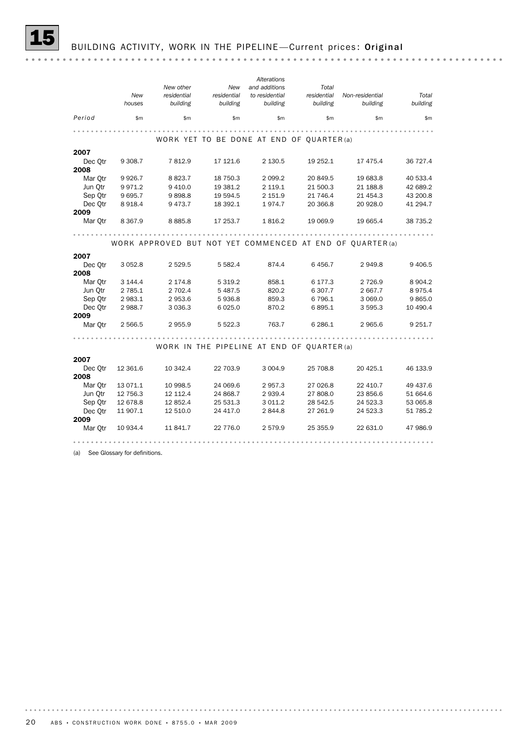# 15 BUILDING ACTIVITY, WORK IN THE PIPELINE—Current prices: **Original**

| Period | New houses | New other residential building | New residential building | Alterations and additions to residential building | Total residential building | Non-residential building | Total building |
|---|---|---|---|---|---|---|---|
| | $m | $m | $m | $m | $m | $m | $m |
| **WORK YET TO BE DONE AT END OF QUARTER(a)** | | | | | | | |
| **2007** | | | | | | | |
| Dec Qtr | 9 308.7 | 7 812.9 | 17 121.6 | 2 130.5 | 19 252.1 | 17 475.4 | 36 727.4 |
| **2008** | | | | | | | |
| Mar Qtr | 9 926.7 | 8 823.7 | 18 750.3 | 2 099.2 | 20 849.5 | 19 683.8 | 40 533.4 |
| Jun Qtr | 9 971.2 | 9 410.0 | 19 381.2 | 2 119.1 | 21 500.3 | 21 188.8 | 42 689.2 |
| Sep Qtr | 9 695.7 | 9 898.8 | 19 594.5 | 2 151.9 | 21 746.4 | 21 454.3 | 43 200.8 |
| Dec Qtr | 8 918.4 | 9 473.7 | 18 392.1 | 1 974.7 | 20 366.8 | 20 928.0 | 41 294.7 |
| **2009** | | | | | | | |
| Mar Qtr | 8 367.9 | 8 885.8 | 17 253.7 | 1 816.2 | 19 069.9 | 19 665.4 | 38 735.2 |
| **WORK APPROVED BUT NOT YET COMMENCED AT END OF QUARTER(a)** | | | | | | | |
| **2007** | | | | | | | |
| Dec Qtr | 3 052.8 | 2 529.5 | 5 582.4 | 874.4 | 6 456.7 | 2 949.8 | 9 406.5 |
| **2008** | | | | | | | |
| Mar Qtr | 3 144.4 | 2 174.8 | 5 319.2 | 858.1 | 6 177.3 | 2 726.9 | 8 904.2 |
| Jun Qtr | 2 785.1 | 2 702.4 | 5 487.5 | 820.2 | 6 307.7 | 2 667.7 | 8 975.4 |
| Sep Qtr | 2 983.1 | 2 953.6 | 5 936.8 | 859.3 | 6 796.1 | 3 069.0 | 9 865.0 |
| Dec Qtr | 2 988.7 | 3 036.3 | 6 025.0 | 870.2 | 6 895.1 | 3 595.3 | 10 490.4 |
| **2009** | | | | | | | |
| Mar Qtr | 2 566.5 | 2 955.9 | 5 522.3 | 763.7 | 6 286.1 | 2 965.6 | 9 251.7 |
| **WORK IN THE PIPELINE AT END OF QUARTER(a)** | | | | | | | |
| **2007** | | | | | | | |
| Dec Qtr | 12 361.6 | 10 342.4 | 22 703.9 | 3 004.9 | 25 708.8 | 20 425.1 | 46 133.9 |
| **2008** | | | | | | | |
| Mar Qtr | 13 071.1 | 10 998.5 | 24 069.6 | 2 957.3 | 27 026.8 | 22 410.7 | 49 437.6 |
| Jun Qtr | 12 756.3 | 12 112.4 | 24 868.7 | 2 939.4 | 27 808.0 | 23 856.6 | 51 664.6 |
| Sep Qtr | 12 678.8 | 12 852.4 | 25 531.3 | 3 011.2 | 28 542.5 | 24 523.3 | 53 065.8 |
| Dec Qtr | 11 907.1 | 12 510.0 | 24 417.0 | 2 844.8 | 27 261.9 | 24 523.3 | 51 785.2 |
| **2009** | | | | | | | |
| Mar Qtr | 10 934.4 | 11 841.7 | 22 776.0 | 2 579.9 | 25 355.9 | 22 631.0 | 47 986.9 |

(a) See Glossary for definitions.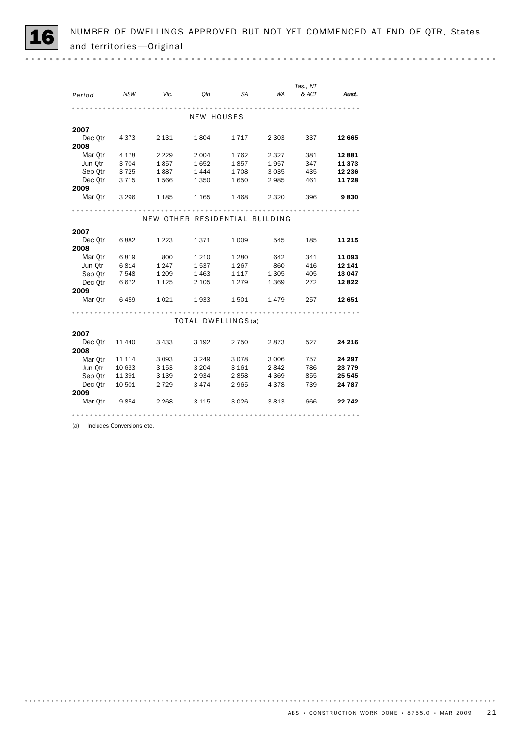# 16 NUMBER OF DWELLINGS APPROVED BUT NOT YET COMMENCED AT END OF QTR, States and territories—Original

| Period | NSW | Vic. | Qld | SA | WA | Tas., NT & ACT | Aust. |
|---|---|---|---|---|---|---|---|
| **NEW HOUSES** | | | | | | | |
| **2007** | | | | | | | |
| Dec Qtr | 4 373 | 2 131 | 1 804 | 1 717 | 2 303 | 337 | **12 665** |
| **2008** | | | | | | | |
| Mar Qtr | 4 178 | 2 229 | 2 004 | 1 762 | 2 327 | 381 | **12 881** |
| Jun Qtr | 3 704 | 1 857 | 1 652 | 1 857 | 1 957 | 347 | **11 373** |
| Sep Qtr | 3 725 | 1 887 | 1 444 | 1 708 | 3 035 | 435 | **12 236** |
| Dec Qtr | 3 715 | 1 566 | 1 350 | 1 650 | 2 985 | 461 | **11 728** |
| **2009** | | | | | | | |
| Mar Qtr | 3 296 | 1 185 | 1 165 | 1 468 | 2 320 | 396 | **9 830** |
| **NEW OTHER RESIDENTIAL BUILDING** | | | | | | | |
| **2007** | | | | | | | |
| Dec Qtr | 6 882 | 1 223 | 1 371 | 1 009 | 545 | 185 | **11 215** |
| **2008** | | | | | | | |
| Mar Qtr | 6 819 | 800 | 1 210 | 1 280 | 642 | 341 | **11 093** |
| Jun Qtr | 6 814 | 1 247 | 1 537 | 1 267 | 860 | 416 | **12 141** |
| Sep Qtr | 7 548 | 1 209 | 1 463 | 1 117 | 1 305 | 405 | **13 047** |
| Dec Qtr | 6 672 | 1 125 | 2 105 | 1 279 | 1 369 | 272 | **12 822** |
| **2009** | | | | | | | |
| Mar Qtr | 6 459 | 1 021 | 1 933 | 1 501 | 1 479 | 257 | **12 651** |
| **TOTAL DWELLINGS(a)** | | | | | | | |
| **2007** | | | | | | | |
| Dec Qtr | 11 440 | 3 433 | 3 192 | 2 750 | 2 873 | 527 | **24 216** |
| **2008** | | | | | | | |
| Mar Qtr | 11 114 | 3 093 | 3 249 | 3 078 | 3 006 | 757 | **24 297** |
| Jun Qtr | 10 633 | 3 153 | 3 204 | 3 161 | 2 842 | 786 | **23 779** |
| Sep Qtr | 11 391 | 3 139 | 2 934 | 2 858 | 4 369 | 855 | **25 545** |
| Dec Qtr | 10 501 | 2 729 | 3 474 | 2 965 | 4 378 | 739 | **24 787** |
| **2009** | | | | | | | |
| Mar Qtr | 9 854 | 2 268 | 3 115 | 3 026 | 3 813 | 666 | **22 742** |

(a) Includes Conversions etc.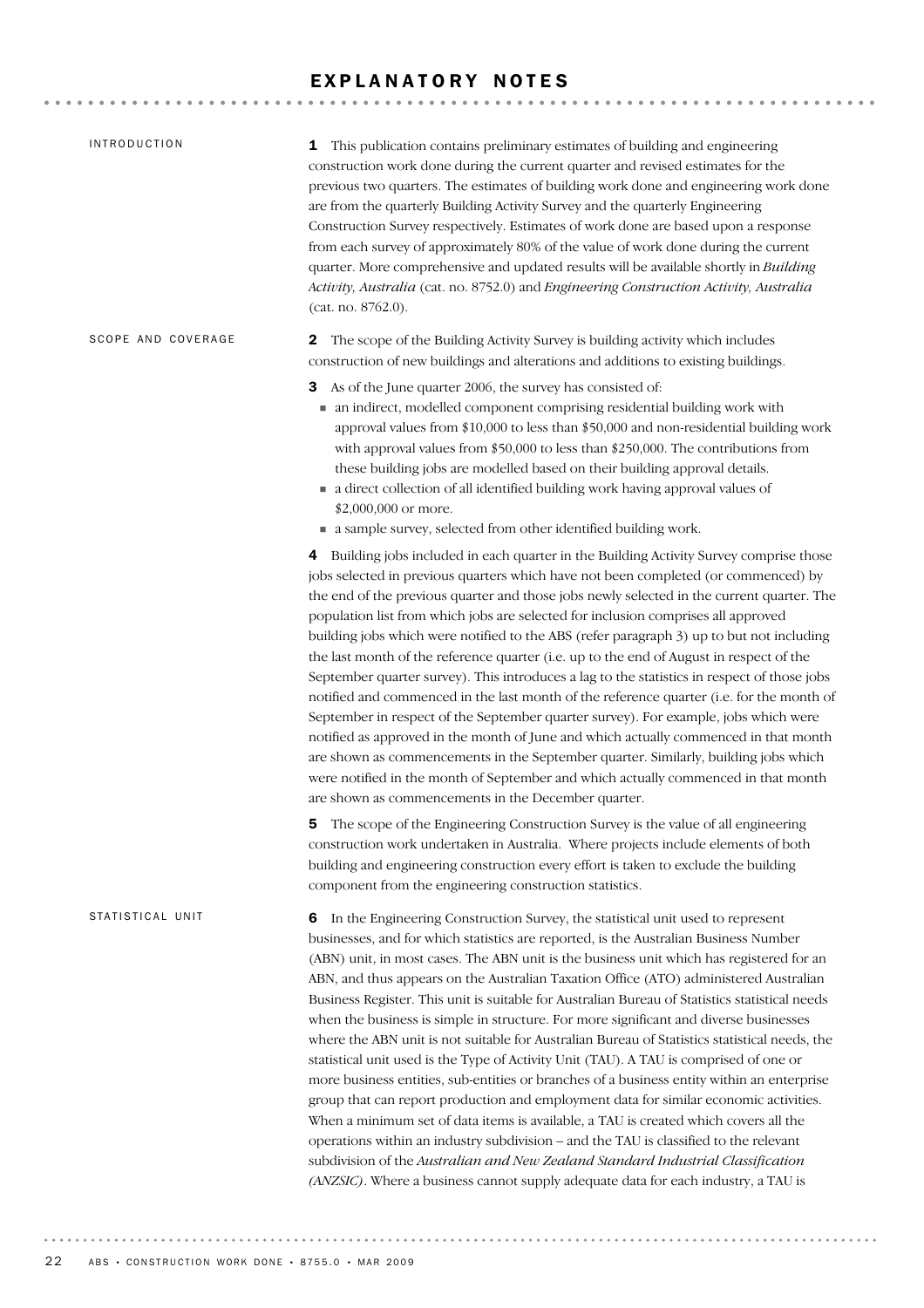# EXPLANATORY NOTES

## INTRODUCTION

**1** This publication contains preliminary estimates of building and engineering construction work done during the current quarter and revised estimates for the previous two quarters. The estimates of building work done and engineering work done are from the quarterly Building Activity Survey and the quarterly Engineering Construction Survey respectively. Estimates of work done are based upon a response from each survey of approximately 80% of the value of work done during the current quarter. More comprehensive and updated results will be available shortly in *Building Activity, Australia* (cat. no. 8752.0) and *Engineering Construction Activity, Australia* (cat. no. 8762.0).

## SCOPE AND COVERAGE

**2** The scope of the Building Activity Survey is building activity which includes construction of new buildings and alterations and additions to existing buildings.

**3** As of the June quarter 2006, the survey has consisted of:

- an indirect, modelled component comprising residential building work with approval values from $10,000 to less than $50,000 and non-residential building work with approval values from $50,000 to less than $250,000. The contributions from these building jobs are modelled based on their building approval details.
- a direct collection of all identified building work having approval values of $2,000,000 or more.
- a sample survey, selected from other identified building work.

**4** Building jobs included in each quarter in the Building Activity Survey comprise those jobs selected in previous quarters which have not been completed (or commenced) by the end of the previous quarter and those jobs newly selected in the current quarter. The population list from which jobs are selected for inclusion comprises all approved building jobs which were notified to the ABS (refer paragraph 3) up to but not including the last month of the reference quarter (i.e. up to the end of August in respect of the September quarter survey). This introduces a lag to the statistics in respect of those jobs notified and commenced in the last month of the reference quarter (i.e. for the month of September in respect of the September quarter survey). For example, jobs which were notified as approved in the month of June and which actually commenced in that month are shown as commencements in the September quarter. Similarly, building jobs which were notified in the month of September and which actually commenced in that month are shown as commencements in the December quarter.

**5** The scope of the Engineering Construction Survey is the value of all engineering construction work undertaken in Australia. Where projects include elements of both building and engineering construction every effort is taken to exclude the building component from the engineering construction statistics.

## STATISTICAL UNIT

**6** In the Engineering Construction Survey, the statistical unit used to represent businesses, and for which statistics are reported, is the Australian Business Number (ABN) unit, in most cases. The ABN unit is the business unit which has registered for an ABN, and thus appears on the Australian Taxation Office (ATO) administered Australian Business Register. This unit is suitable for Australian Bureau of Statistics statistical needs when the business is simple in structure. For more significant and diverse businesses where the ABN unit is not suitable for Australian Bureau of Statistics statistical needs, the statistical unit used is the Type of Activity Unit (TAU). A TAU is comprised of one or more business entities, sub-entities or branches of a business entity within an enterprise group that can report production and employment data for similar economic activities. When a minimum set of data items is available, a TAU is created which covers all the operations within an industry subdivision – and the TAU is classified to the relevant subdivision of the *Australian and New Zealand Standard Industrial Classification (ANZSIC)*. Where a business cannot supply adequate data for each industry, a TAU is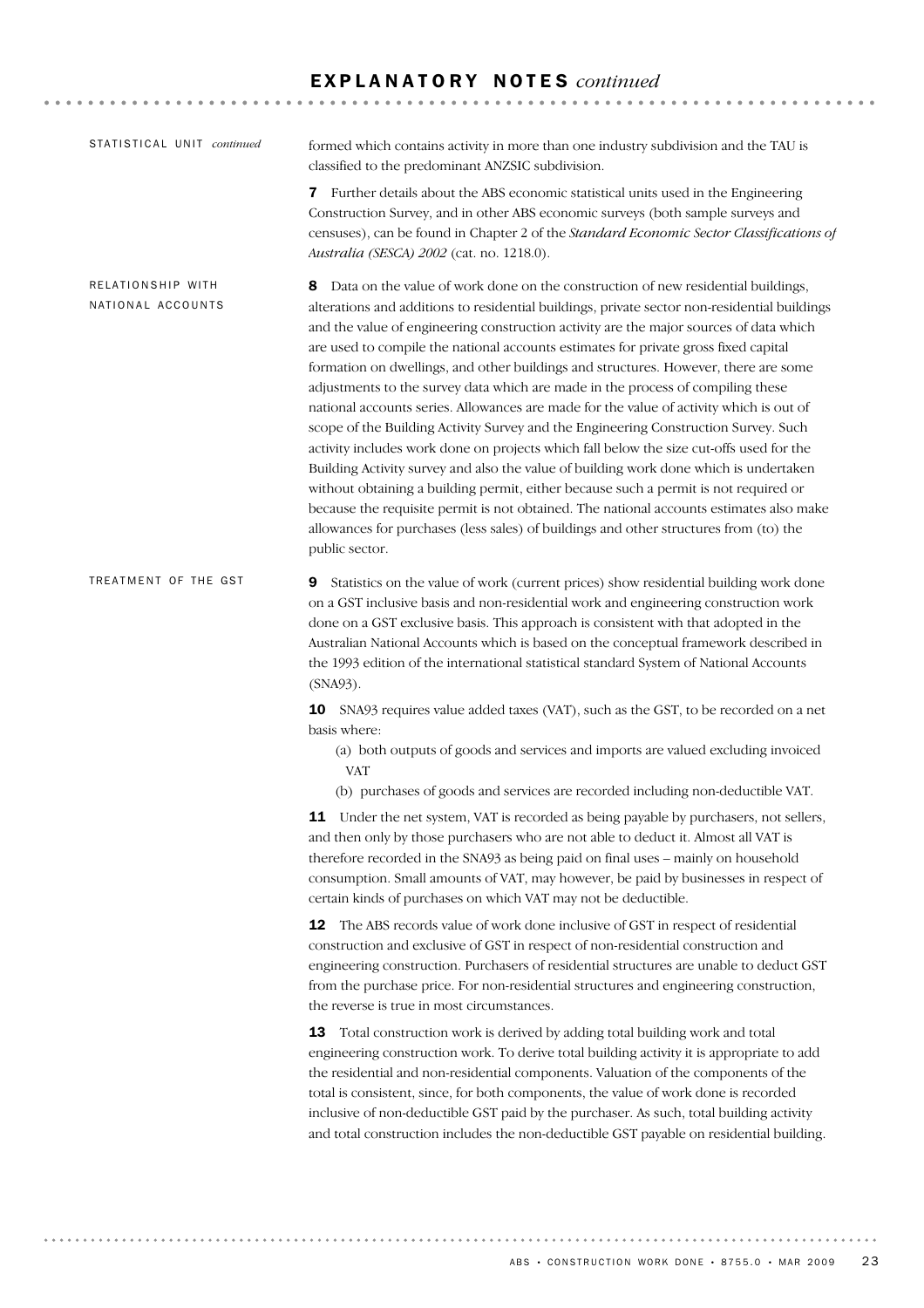## EXPLANATORY NOTES *continued*

### STATISTICAL UNIT *continued*

formed which contains activity in more than one industry subdivision and the TAU is classified to the predominant ANZSIC subdivision.

**7** Further details about the ABS economic statistical units used in the Engineering Construction Survey, and in other ABS economic surveys (both sample surveys and censuses), can be found in Chapter 2 of the *Standard Economic Sector Classifications of Australia (SESCA) 2002* (cat. no. 1218.0).

### RELATIONSHIP WITH NATIONAL ACCOUNTS

**8** Data on the value of work done on the construction of new residential buildings, alterations and additions to residential buildings, private sector non-residential buildings and the value of engineering construction activity are the major sources of data which are used to compile the national accounts estimates for private gross fixed capital formation on dwellings, and other buildings and structures. However, there are some adjustments to the survey data which are made in the process of compiling these national accounts series. Allowances are made for the value of activity which is out of scope of the Building Activity Survey and the Engineering Construction Survey. Such activity includes work done on projects which fall below the size cut-offs used for the Building Activity survey and also the value of building work done which is undertaken without obtaining a building permit, either because such a permit is not required or because the requisite permit is not obtained. The national accounts estimates also make allowances for purchases (less sales) of buildings and other structures from (to) the public sector.

### TREATMENT OF THE GST

**9** Statistics on the value of work (current prices) show residential building work done on a GST inclusive basis and non-residential work and engineering construction work done on a GST exclusive basis. This approach is consistent with that adopted in the Australian National Accounts which is based on the conceptual framework described in the 1993 edition of the international statistical standard System of National Accounts (SNA93).

**10** SNA93 requires value added taxes (VAT), such as the GST, to be recorded on a net basis where:

(a) both outputs of goods and services and imports are valued excluding invoiced VAT

(b) purchases of goods and services are recorded including non-deductible VAT.

**11** Under the net system, VAT is recorded as being payable by purchasers, not sellers, and then only by those purchasers who are not able to deduct it. Almost all VAT is therefore recorded in the SNA93 as being paid on final uses – mainly on household consumption. Small amounts of VAT, may however, be paid by businesses in respect of certain kinds of purchases on which VAT may not be deductible.

**12** The ABS records value of work done inclusive of GST in respect of residential construction and exclusive of GST in respect of non-residential construction and engineering construction. Purchasers of residential structures are unable to deduct GST from the purchase price. For non-residential structures and engineering construction, the reverse is true in most circumstances.

**13** Total construction work is derived by adding total building work and total engineering construction work. To derive total building activity it is appropriate to add the residential and non-residential components. Valuation of the components of the total is consistent, since, for both components, the value of work done is recorded inclusive of non-deductible GST paid by the purchaser. As such, total building activity and total construction includes the non-deductible GST payable on residential building.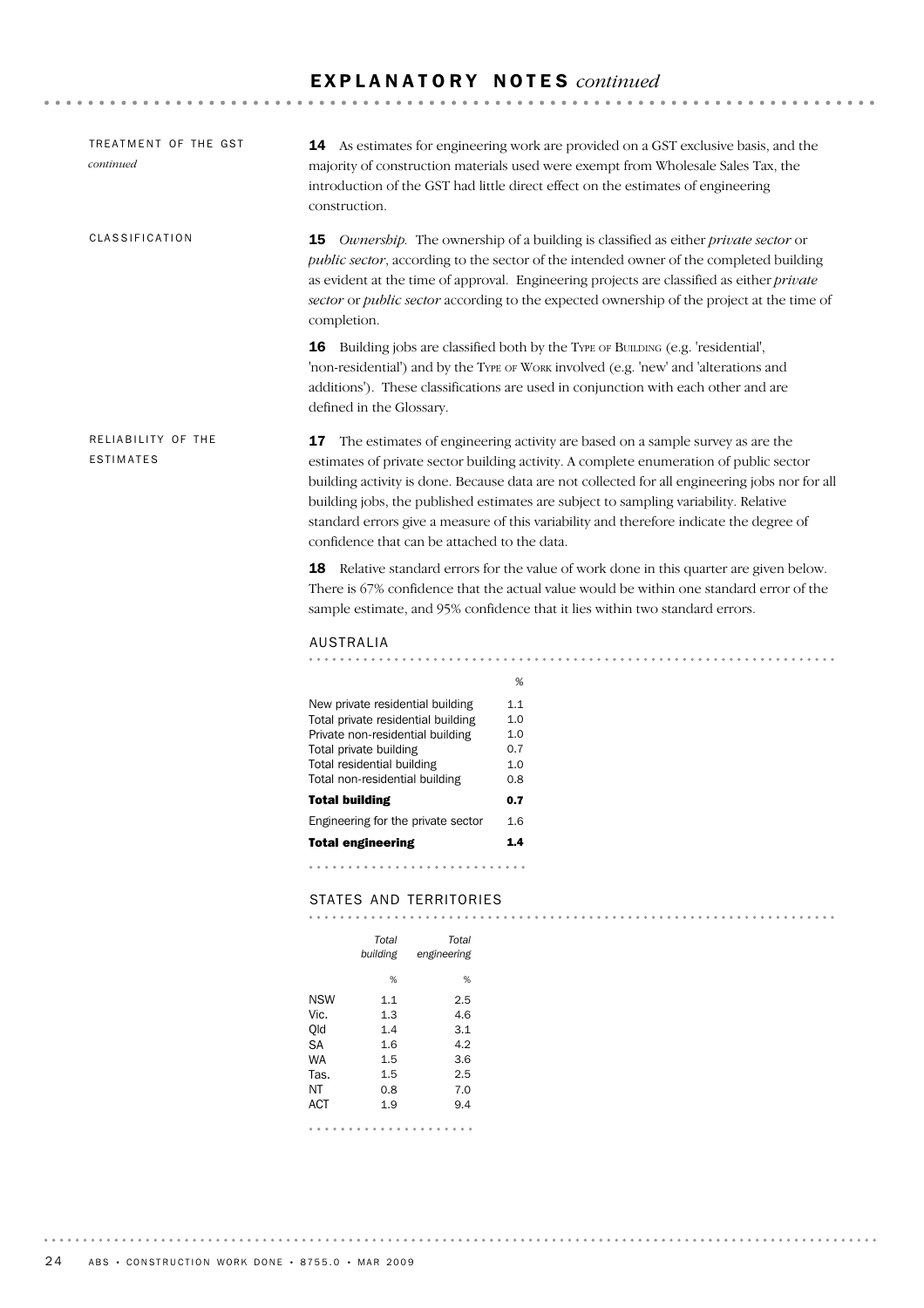# EXPLANATORY NOTES *continued*

## TREATMENT OF THE GST *continued*

**14** As estimates for engineering work are provided on a GST exclusive basis, and the majority of construction materials used were exempt from Wholesale Sales Tax, the introduction of the GST had little direct effect on the estimates of engineering construction.

## CLASSIFICATION

**15** *Ownership.* The ownership of a building is classified as either *private sector* or *public sector*, according to the sector of the intended owner of the completed building as evident at the time of approval. Engineering projects are classified as either *private sector* or *public sector* according to the expected ownership of the project at the time of completion.

**16** Building jobs are classified both by the TYPE OF BUILDING (e.g. 'residential', 'non-residential') and by the TYPE OF WORK involved (e.g. 'new' and 'alterations and additions'). These classifications are used in conjunction with each other and are defined in the Glossary.

## RELIABILITY OF THE ESTIMATES

**17** The estimates of engineering activity are based on a sample survey as are the estimates of private sector building activity. A complete enumeration of public sector building activity is done. Because data are not collected for all engineering jobs nor for all building jobs, the published estimates are subject to sampling variability. Relative standard errors give a measure of this variability and therefore indicate the degree of confidence that can be attached to the data.

**18** Relative standard errors for the value of work done in this quarter are given below. There is 67% confidence that the actual value would be within one standard error of the sample estimate, and 95% confidence that it lies within two standard errors.

### AUSTRALIA

| | % |
|---|---|
| New private residential building | 1.1 |
| Total private residential building | 1.0 |
| Private non-residential building | 1.0 |
| Total private building | 0.7 |
| Total residential building | 1.0 |
| Total non-residential building | 0.8 |
| **Total building** | **0.7** |
| Engineering for the private sector | 1.6 |
| **Total engineering** | **1.4** |

### STATES AND TERRITORIES

| | *Total building* | *Total engineering* |
|---|---|---|
| | % | % |
| NSW | 1.1 | 2.5 |
| Vic. | 1.3 | 4.6 |
| Qld | 1.4 | 3.1 |
| SA | 1.6 | 4.2 |
| WA | 1.5 | 3.6 |
| Tas. | 1.5 | 2.5 |
| NT | 0.8 | 7.0 |
| ACT | 1.9 | 9.4 |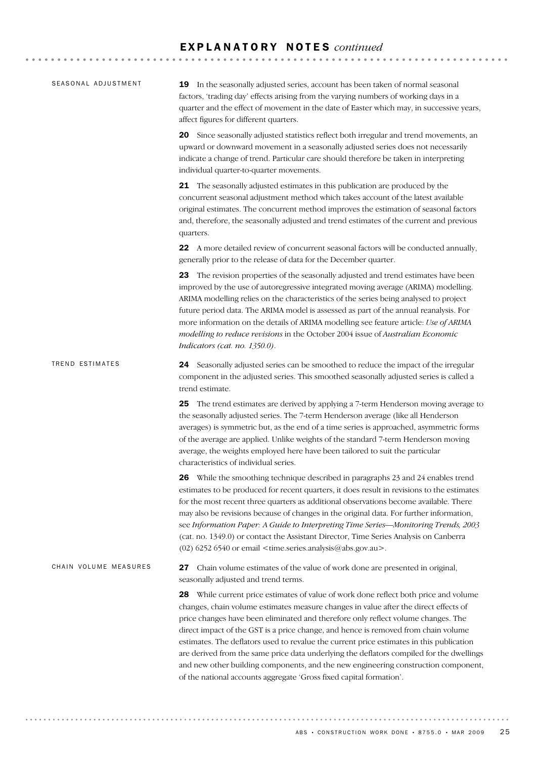# EXPLANATORY NOTES *continued*

## SEASONAL ADJUSTMENT

**19** In the seasonally adjusted series, account has been taken of normal seasonal factors, 'trading day' effects arising from the varying numbers of working days in a quarter and the effect of movement in the date of Easter which may, in successive years, affect figures for different quarters.

**20** Since seasonally adjusted statistics reflect both irregular and trend movements, an upward or downward movement in a seasonally adjusted series does not necessarily indicate a change of trend. Particular care should therefore be taken in interpreting individual quarter-to-quarter movements.

**21** The seasonally adjusted estimates in this publication are produced by the concurrent seasonal adjustment method which takes account of the latest available original estimates. The concurrent method improves the estimation of seasonal factors and, therefore, the seasonally adjusted and trend estimates of the current and previous quarters.

**22** A more detailed review of concurrent seasonal factors will be conducted annually, generally prior to the release of data for the December quarter.

**23** The revision properties of the seasonally adjusted and trend estimates have been improved by the use of autoregressive integrated moving average (ARIMA) modelling. ARIMA modelling relies on the characteristics of the series being analysed to project future period data. The ARIMA model is assessed as part of the annual reanalysis. For more information on the details of ARIMA modelling see feature article: *Use of ARIMA modelling to reduce revisions* in the October 2004 issue of *Australian Economic Indicators (cat. no. 1350.0)*.

## TREND ESTIMATES

**24** Seasonally adjusted series can be smoothed to reduce the impact of the irregular component in the adjusted series. This smoothed seasonally adjusted series is called a trend estimate.

**25** The trend estimates are derived by applying a 7-term Henderson moving average to the seasonally adjusted series. The 7-term Henderson average (like all Henderson averages) is symmetric but, as the end of a time series is approached, asymmetric forms of the average are applied. Unlike weights of the standard 7-term Henderson moving average, the weights employed here have been tailored to suit the particular characteristics of individual series.

**26** While the smoothing technique described in paragraphs 23 and 24 enables trend estimates to be produced for recent quarters, it does result in revisions to the estimates for the most recent three quarters as additional observations become available. There may also be revisions because of changes in the original data. For further information, see *Information Paper: A Guide to Interpreting Time Series—Monitoring Trends, 2003* (cat. no. 1349.0) or contact the Assistant Director, Time Series Analysis on Canberra (02) 6252 6540 or email <time.series.analysis@abs.gov.au>.

## CHAIN VOLUME MEASURES

**27** Chain volume estimates of the value of work done are presented in original, seasonally adjusted and trend terms.

**28** While current price estimates of value of work done reflect both price and volume changes, chain volume estimates measure changes in value after the direct effects of price changes have been eliminated and therefore only reflect volume changes. The direct impact of the GST is a price change, and hence is removed from chain volume estimates. The deflators used to revalue the current price estimates in this publication are derived from the same price data underlying the deflators compiled for the dwellings and new other building components, and the new engineering construction component, of the national accounts aggregate 'Gross fixed capital formation'.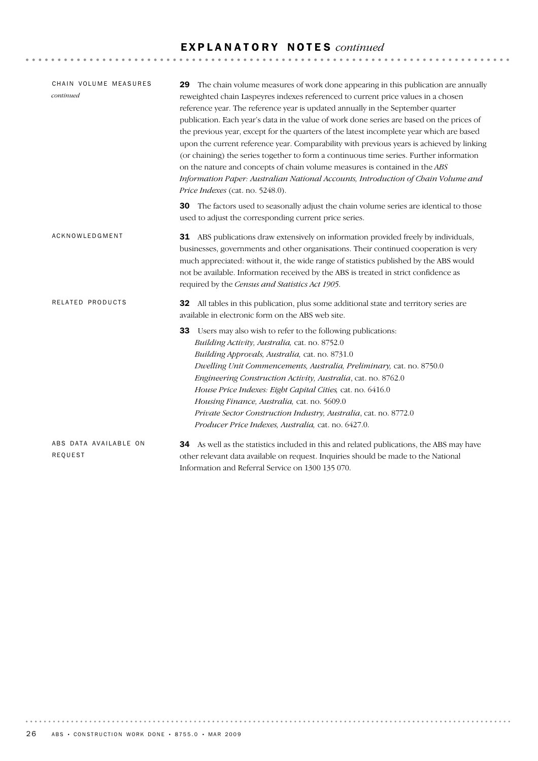# EXPLANATORY NOTES *continued*

## CHAIN VOLUME MEASURES *continued*

**29** The chain volume measures of work done appearing in this publication are annually reweighted chain Laspeyres indexes referenced to current price values in a chosen reference year. The reference year is updated annually in the September quarter publication. Each year's data in the value of work done series are based on the prices of the previous year, except for the quarters of the latest incomplete year which are based upon the current reference year. Comparability with previous years is achieved by linking (or chaining) the series together to form a continuous time series. Further information on the nature and concepts of chain volume measures is contained in the *ABS Information Paper: Australian National Accounts, Introduction of Chain Volume and Price Indexes* (cat. no. 5248.0).

**30** The factors used to seasonally adjust the chain volume series are identical to those used to adjust the corresponding current price series.

## ACKNOWLEDGMENT

**31** ABS publications draw extensively on information provided freely by individuals, businesses, governments and other organisations. Their continued cooperation is very much appreciated: without it, the wide range of statistics published by the ABS would not be available. Information received by the ABS is treated in strict confidence as required by the *Census and Statistics Act 1905.*

## RELATED PRODUCTS

**32** All tables in this publication, plus some additional state and territory series are available in electronic form on the ABS web site.

**33** Users may also wish to refer to the following publications:

*Building Activity, Australia,* cat. no. 8752.0
*Building Approvals, Australia,* cat. no. 8731.0
*Dwelling Unit Commencements, Australia, Preliminary,* cat. no. 8750.0
*Engineering Construction Activity, Australia*, cat. no. 8762.0
*House Price Indexes: Eight Capital Cities,* cat. no. 6416.0
*Housing Finance, Australia,* cat. no. 5609.0
*Private Sector Construction Industry, Australia*, cat. no. 8772.0
*Producer Price Indexes, Australia,* cat. no. 6427.0.

## ABS DATA AVAILABLE ON REQUEST

**34** As well as the statistics included in this and related publications, the ABS may have other relevant data available on request. Inquiries should be made to the National Information and Referral Service on 1300 135 070.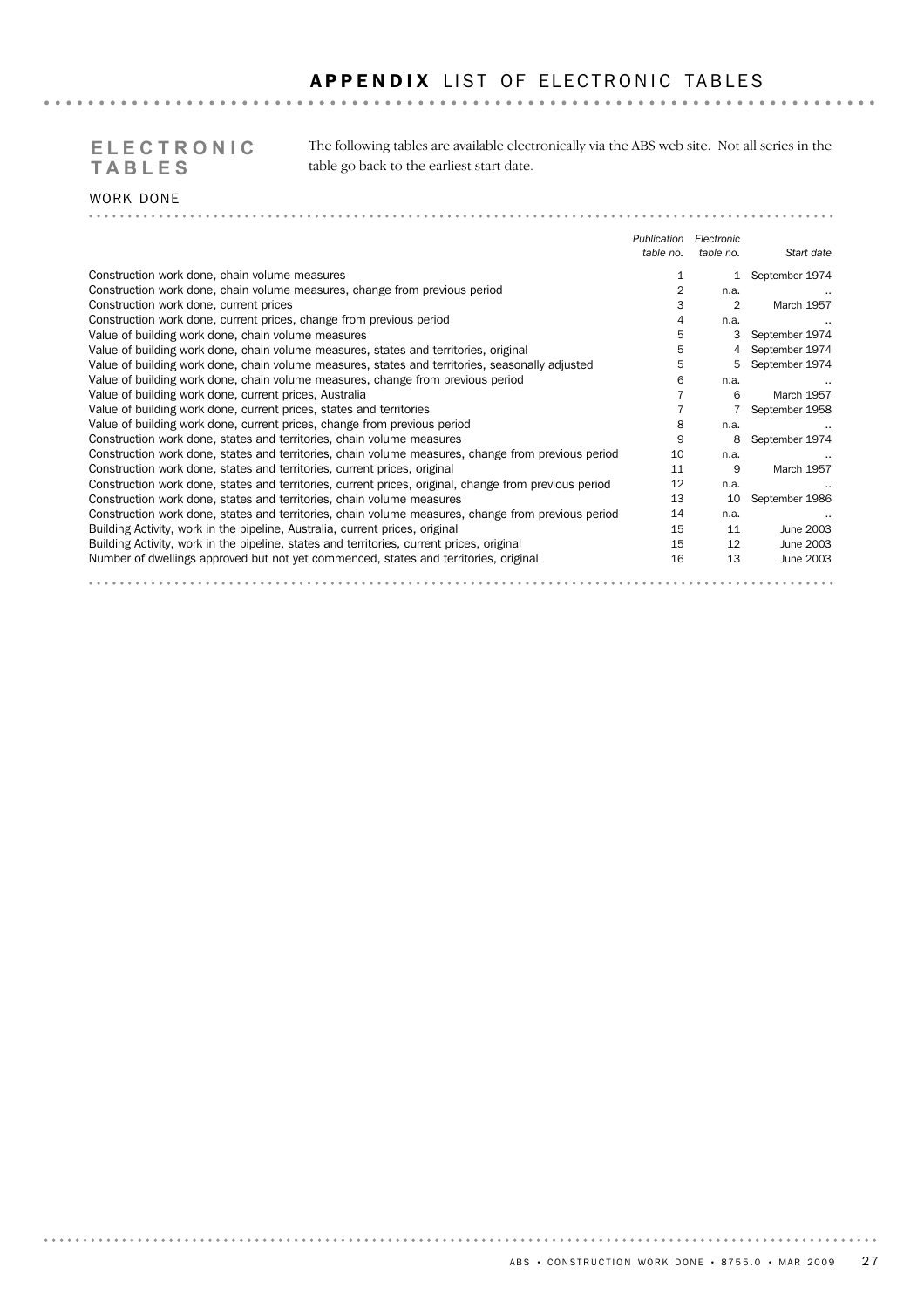# APPENDIX LIST OF ELECTRONIC TABLES

## ELECTRONIC TABLES

The following tables are available electronically via the ABS web site. Not all series in the table go back to the earliest start date.

### WORK DONE

| | *Publication table no.* | *Electronic table no.* | *Start date* |
|---|---|---|---|
| Construction work done, chain volume measures | 1 | 1 | September 1974 |
| Construction work done, chain volume measures, change from previous period | 2 | n.a. | .. |
| Construction work done, current prices | 3 | 2 | March 1957 |
| Construction work done, current prices, change from previous period | 4 | n.a. | .. |
| Value of building work done, chain volume measures | 5 | 3 | September 1974 |
| Value of building work done, chain volume measures, states and territories, original | 5 | 4 | September 1974 |
| Value of building work done, chain volume measures, states and territories, seasonally adjusted | 5 | 5 | September 1974 |
| Value of building work done, chain volume measures, change from previous period | 6 | n.a. | .. |
| Value of building work done, current prices, Australia | 7 | 6 | March 1957 |
| Value of building work done, current prices, states and territories | 7 | 7 | September 1958 |
| Value of building work done, current prices, change from previous period | 8 | n.a. | .. |
| Construction work done, states and territories, chain volume measures | 9 | 8 | September 1974 |
| Construction work done, states and territories, chain volume measures, change from previous period | 10 | n.a. | .. |
| Construction work done, states and territories, current prices, original | 11 | 9 | March 1957 |
| Construction work done, states and territories, current prices, original, change from previous period | 12 | n.a. | .. |
| Construction work done, states and territories, chain volume measures | 13 | 10 | September 1986 |
| Construction work done, states and territories, chain volume measures, change from previous period | 14 | n.a. | .. |
| Building Activity, work in the pipeline, Australia, current prices, original | 15 | 11 | June 2003 |
| Building Activity, work in the pipeline, states and territories, current prices, original | 15 | 12 | June 2003 |
| Number of dwellings approved but not yet commenced, states and territories, original | 16 | 13 | June 2003 |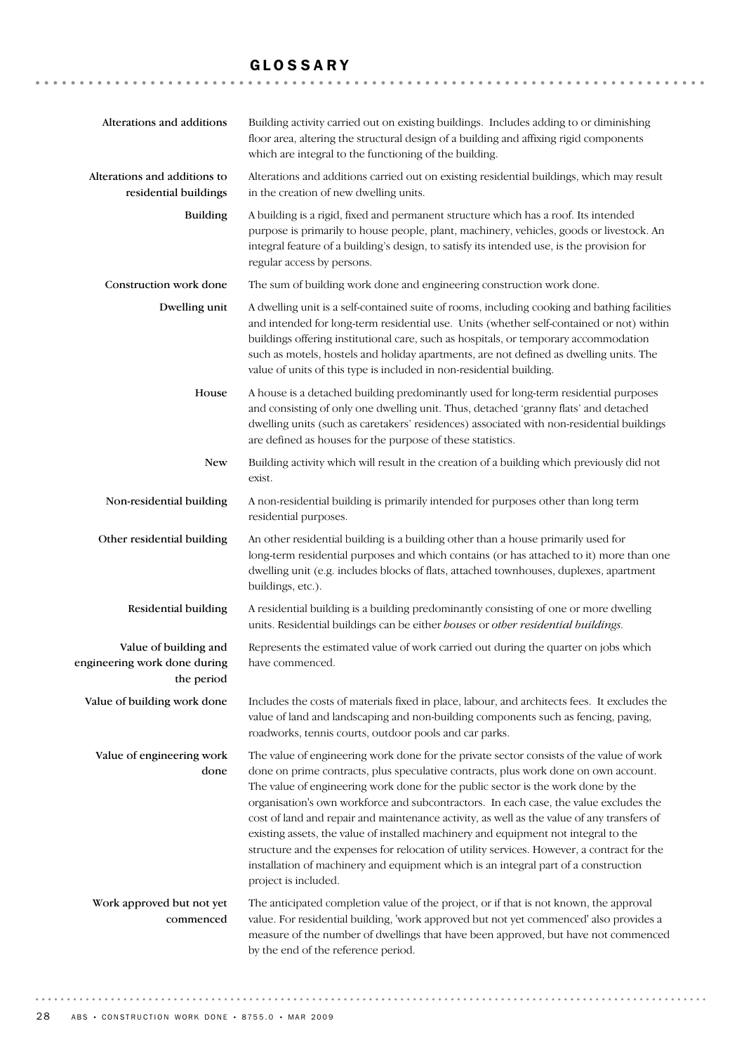# GLOSSARY

**Alterations and additions**
Building activity carried out on existing buildings. Includes adding to or diminishing floor area, altering the structural design of a building and affixing rigid components which are integral to the functioning of the building.

**Alterations and additions to residential buildings**
Alterations and additions carried out on existing residential buildings, which may result in the creation of new dwelling units.

**Building**
A building is a rigid, fixed and permanent structure which has a roof. Its intended purpose is primarily to house people, plant, machinery, vehicles, goods or livestock. An integral feature of a building's design, to satisfy its intended use, is the provision for regular access by persons.

**Construction work done**
The sum of building work done and engineering construction work done.

**Dwelling unit**
A dwelling unit is a self-contained suite of rooms, including cooking and bathing facilities and intended for long-term residential use. Units (whether self-contained or not) within buildings offering institutional care, such as hospitals, or temporary accommodation such as motels, hostels and holiday apartments, are not defined as dwelling units. The value of units of this type is included in non-residential building.

**House**
A house is a detached building predominantly used for long-term residential purposes and consisting of only one dwelling unit. Thus, detached 'granny flats' and detached dwelling units (such as caretakers' residences) associated with non-residential buildings are defined as houses for the purpose of these statistics.

**New**
Building activity which will result in the creation of a building which previously did not exist.

**Non-residential building**
A non-residential building is primarily intended for purposes other than long term residential purposes.

**Other residential building**
An other residential building is a building other than a house primarily used for long-term residential purposes and which contains (or has attached to it) more than one dwelling unit (e.g. includes blocks of flats, attached townhouses, duplexes, apartment buildings, etc.).

**Residential building**
A residential building is a building predominantly consisting of one or more dwelling units. Residential buildings can be either *houses* or *other residential buildings*.

**Value of building and engineering work done during the period**
Represents the estimated value of work carried out during the quarter on jobs which have commenced.

**Value of building work done**
Includes the costs of materials fixed in place, labour, and architects fees. It excludes the value of land and landscaping and non-building components such as fencing, paving, roadworks, tennis courts, outdoor pools and car parks.

**Value of engineering work done**
The value of engineering work done for the private sector consists of the value of work done on prime contracts, plus speculative contracts, plus work done on own account. The value of engineering work done for the public sector is the work done by the organisation's own workforce and subcontractors. In each case, the value excludes the cost of land and repair and maintenance activity, as well as the value of any transfers of existing assets, the value of installed machinery and equipment not integral to the structure and the expenses for relocation of utility services. However, a contract for the installation of machinery and equipment which is an integral part of a construction project is included.

**Work approved but not yet commenced**
The anticipated completion value of the project, or if that is not known, the approval value. For residential building, 'work approved but not yet commenced' also provides a measure of the number of dwellings that have been approved, but have not commenced by the end of the reference period.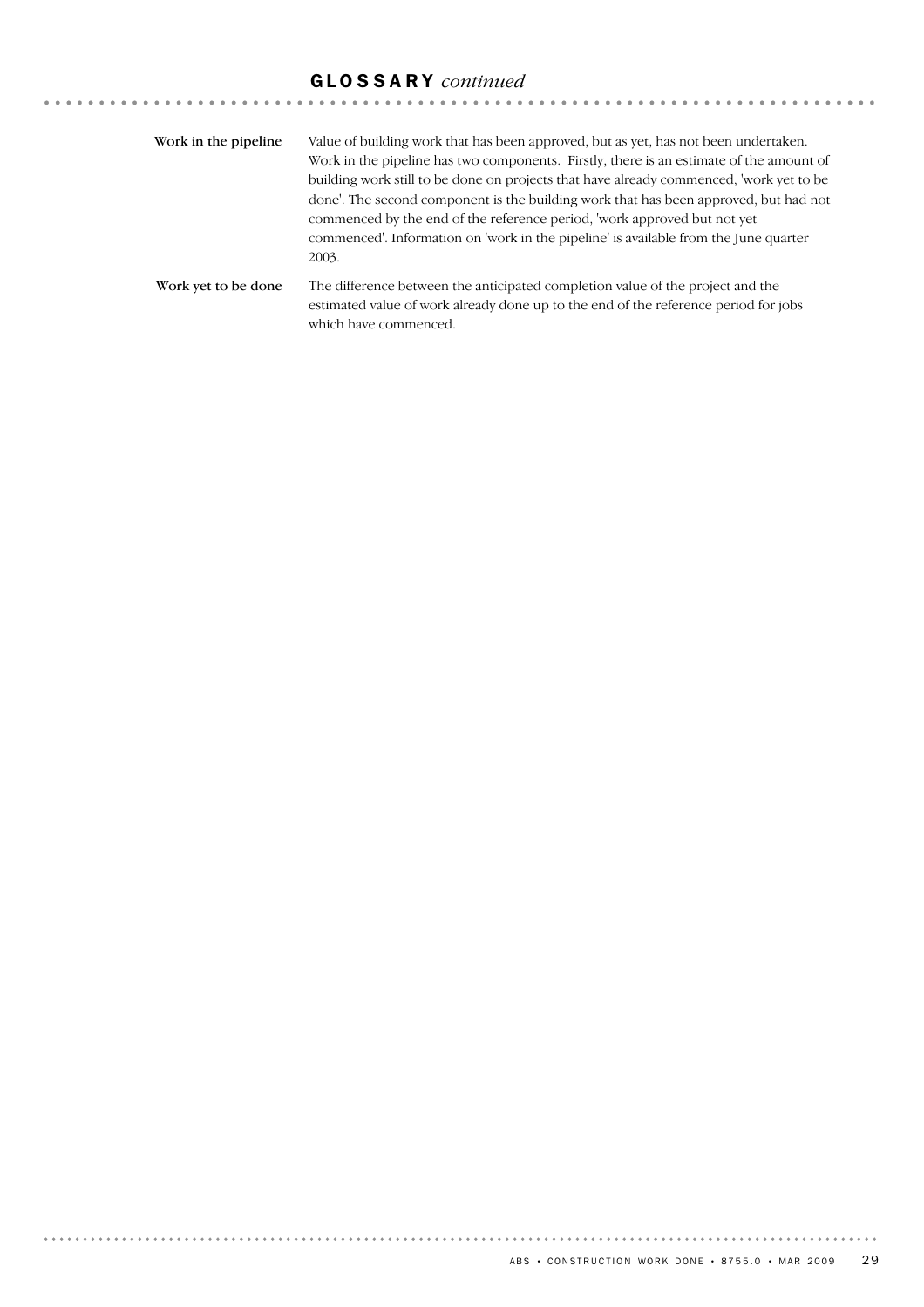## GLOSSARY *continued*

**Work in the pipeline**

Value of building work that has been approved, but as yet, has not been undertaken. Work in the pipeline has two components. Firstly, there is an estimate of the amount of building work still to be done on projects that have already commenced, 'work yet to be done'. The second component is the building work that has been approved, but had not commenced by the end of the reference period, 'work approved but not yet commenced'. Information on 'work in the pipeline' is available from the June quarter 2003.

**Work yet to be done**

The difference between the anticipated completion value of the project and the estimated value of work already done up to the end of the reference period for jobs which have commenced.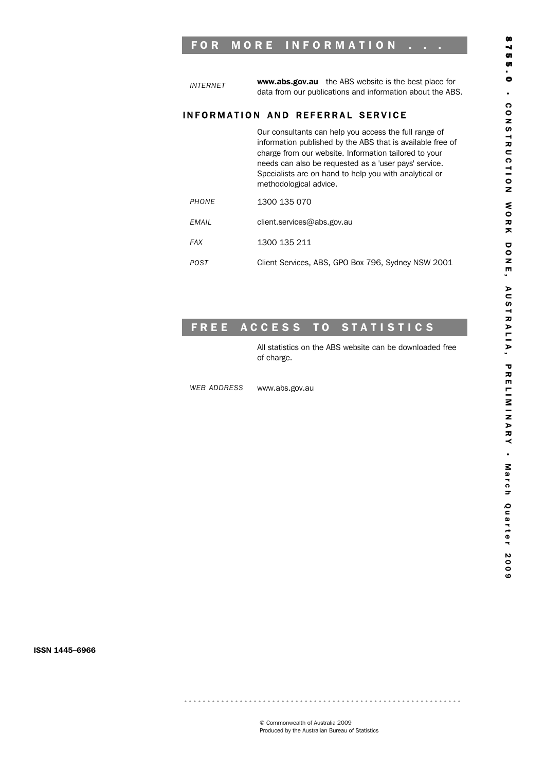## FOR MORE INFORMATION . . .

| | |
|---|---|
| *INTERNET* | **www.abs.gov.au** the ABS website is the best place for data from our publications and information about the ABS. |

### INFORMATION AND REFERRAL SERVICE

Our consultants can help you access the full range of information published by the ABS that is available free of charge from our website. Information tailored to your needs can also be requested as a 'user pays' service. Specialists are on hand to help you with analytical or methodological advice.

| | |
|---|---|
| *PHONE* | 1300 135 070 |
| *EMAIL* | client.services@abs.gov.au |
| *FAX* | 1300 135 211 |
| *POST* | Client Services, ABS, GPO Box 796, Sydney NSW 2001 |

## FREE ACCESS TO STATISTICS

All statistics on the ABS website can be downloaded free of charge.

| | |
|---|---|
| *WEB ADDRESS* | www.abs.gov.au |

**ISSN 1445–6966**

© Commonwealth of Australia 2009
Produced by the Australian Bureau of Statistics